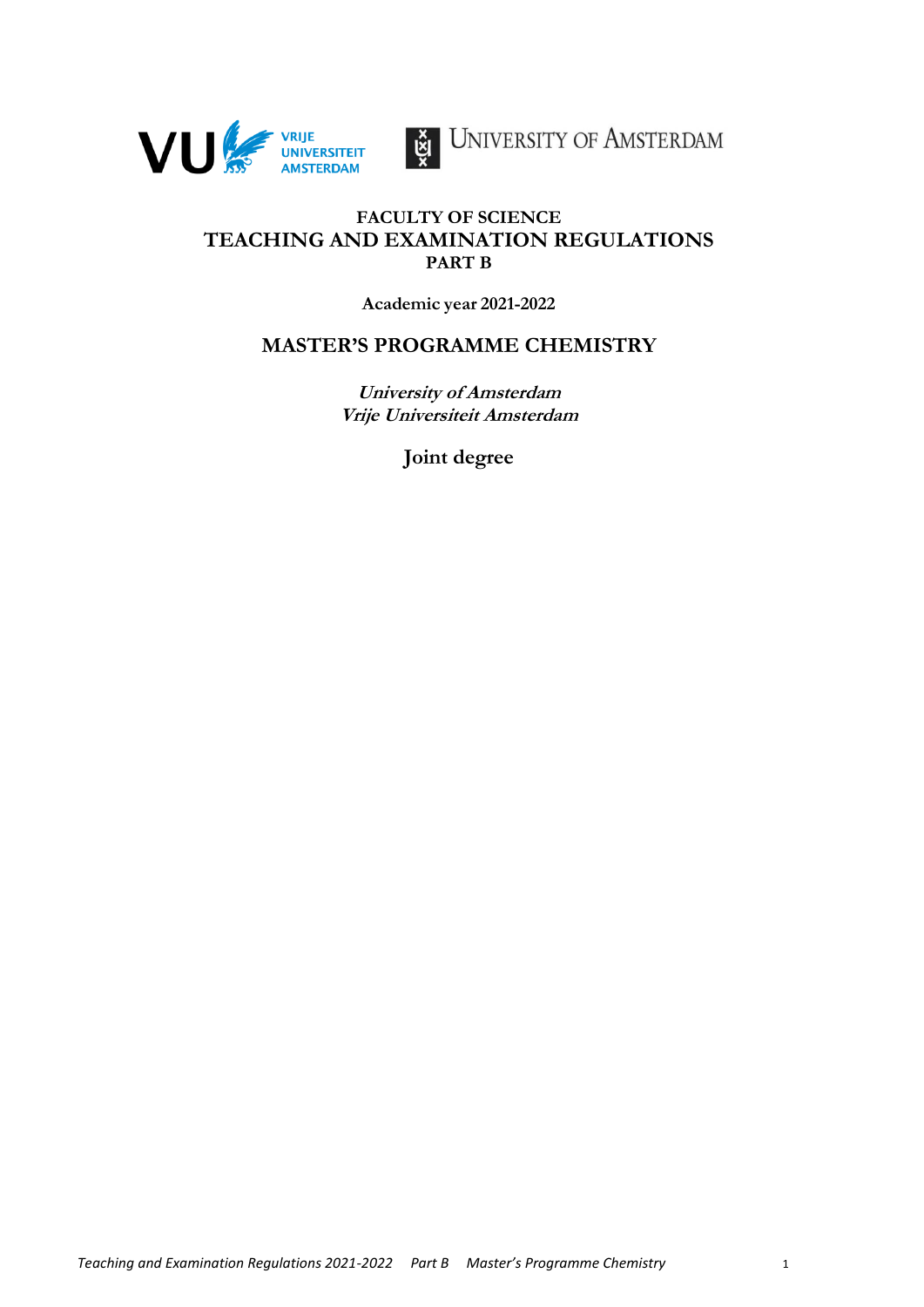# FACULTY OF SCIENCE

# TEACHING AND EXAMINATION REGULATIONS

## PART B

**Academic year 2021-2022**

## MASTER'S PROGRAMME CHEMISTRY

***University of Amsterdam***
***Vrije Universiteit Amsterdam***

**Joint degree**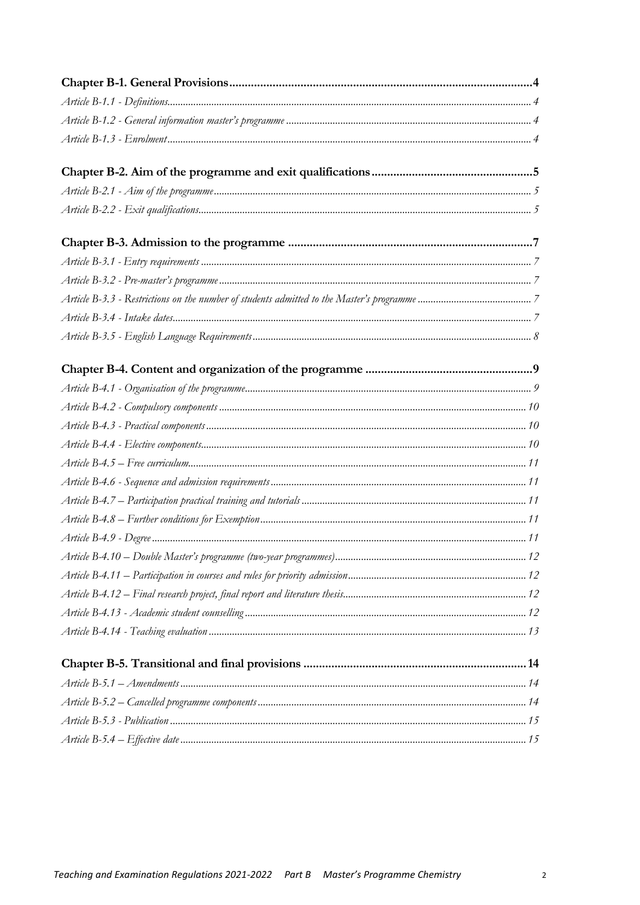**Chapter B-1. General Provisions ........................................................................................ 4**

*Article B-1.1 - Definitions ........................................................................................ 4*

*Article B-1.2 - General information master's programme ........................................................................................ 4*

*Article B-1.3 - Enrolment ........................................................................................ 4*

**Chapter B-2. Aim of the programme and exit qualifications ........................................................................................ 5**

*Article B-2.1 - Aim of the programme ........................................................................................ 5*

*Article B-2.2 - Exit qualifications ........................................................................................ 5*

**Chapter B-3. Admission to the programme ........................................................................................ 7**

*Article B-3.1 - Entry requirements ........................................................................................ 7*

*Article B-3.2 - Pre-master's programme ........................................................................................ 7*

*Article B-3.3 - Restrictions on the number of students admitted to the Master's programme ........................................................................................ 7*

*Article B-3.4 - Intake dates ........................................................................................ 7*

*Article B-3.5 - English Language Requirements ........................................................................................ 8*

**Chapter B-4. Content and organization of the programme ........................................................................................ 9**

*Article B-4.1 - Organisation of the programme ........................................................................................ 9*

*Article B-4.2 - Compulsory components ........................................................................................ 10*

*Article B-4.3 - Practical components ........................................................................................ 10*

*Article B-4.4 - Elective components ........................................................................................ 10*

*Article B-4.5 – Free curriculum ........................................................................................ 11*

*Article B-4.6 - Sequence and admission requirements ........................................................................................ 11*

*Article B-4.7 – Participation practical training and tutorials ........................................................................................ 11*

*Article B-4.8 – Further conditions for Exemption ........................................................................................ 11*

*Article B-4.9 - Degree ........................................................................................ 11*

*Article B-4.10 – Double Master's programme (two-year programmes) ........................................................................................ 12*

*Article B-4.11 – Participation in courses and rules for priority admission ........................................................................................ 12*

*Article B-4.12 – Final research project, final report and literature thesis ........................................................................................ 12*

*Article B-4.13 - Academic student counselling ........................................................................................ 12*

*Article B-4.14 - Teaching evaluation ........................................................................................ 13*

**Chapter B-5. Transitional and final provisions ........................................................................................ 14**

*Article B-5.1 – Amendments ........................................................................................ 14*

*Article B-5.2 – Cancelled programme components ........................................................................................ 14*

*Article B-5.3 - Publication ........................................................................................ 15*

*Article B-5.4 – Effective date ........................................................................................ 15*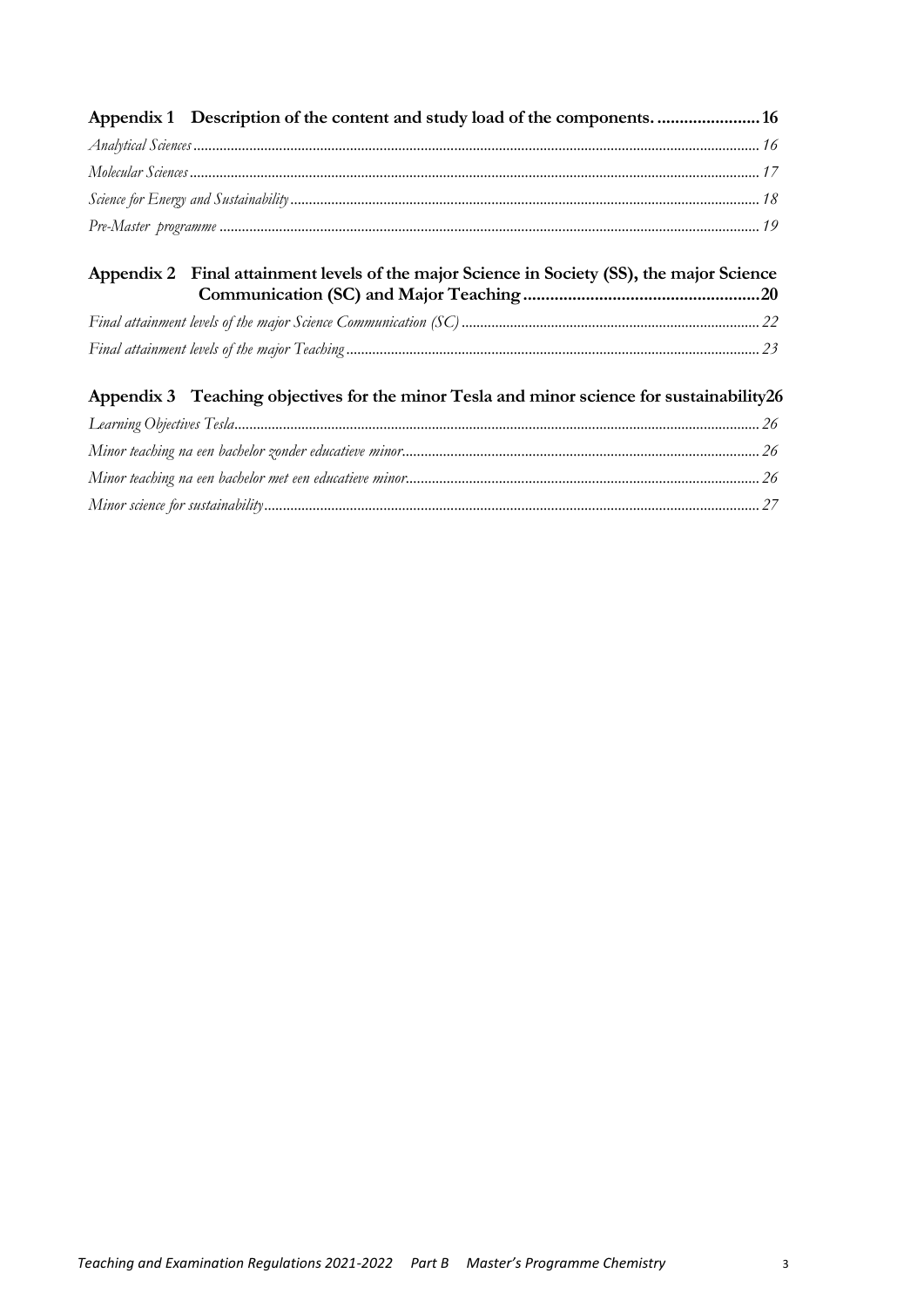**Appendix 1 Description of the content and study load of the components. ........................ 16**

*Analytical Sciences ........................ 16*

*Molecular Sciences ........................ 17*

*Science for Energy and Sustainability ........................ 18*

*Pre-Master programme ........................ 19*

**Appendix 2 Final attainment levels of the major Science in Society (SS), the major Science Communication (SC) and Major Teaching ........................ 20**

*Final attainment levels of the major Science Communication (SC) ........................ 22*

*Final attainment levels of the major Teaching ........................ 23*

**Appendix 3 Teaching objectives for the minor Tesla and minor science for sustainability 26**

*Learning Objectives Tesla ........................ 26*

*Minor teaching na een bachelor zonder educatieve minor ........................ 26*

*Minor teaching na een bachelor met een educatieve minor ........................ 26*

*Minor science for sustainability ........................ 27*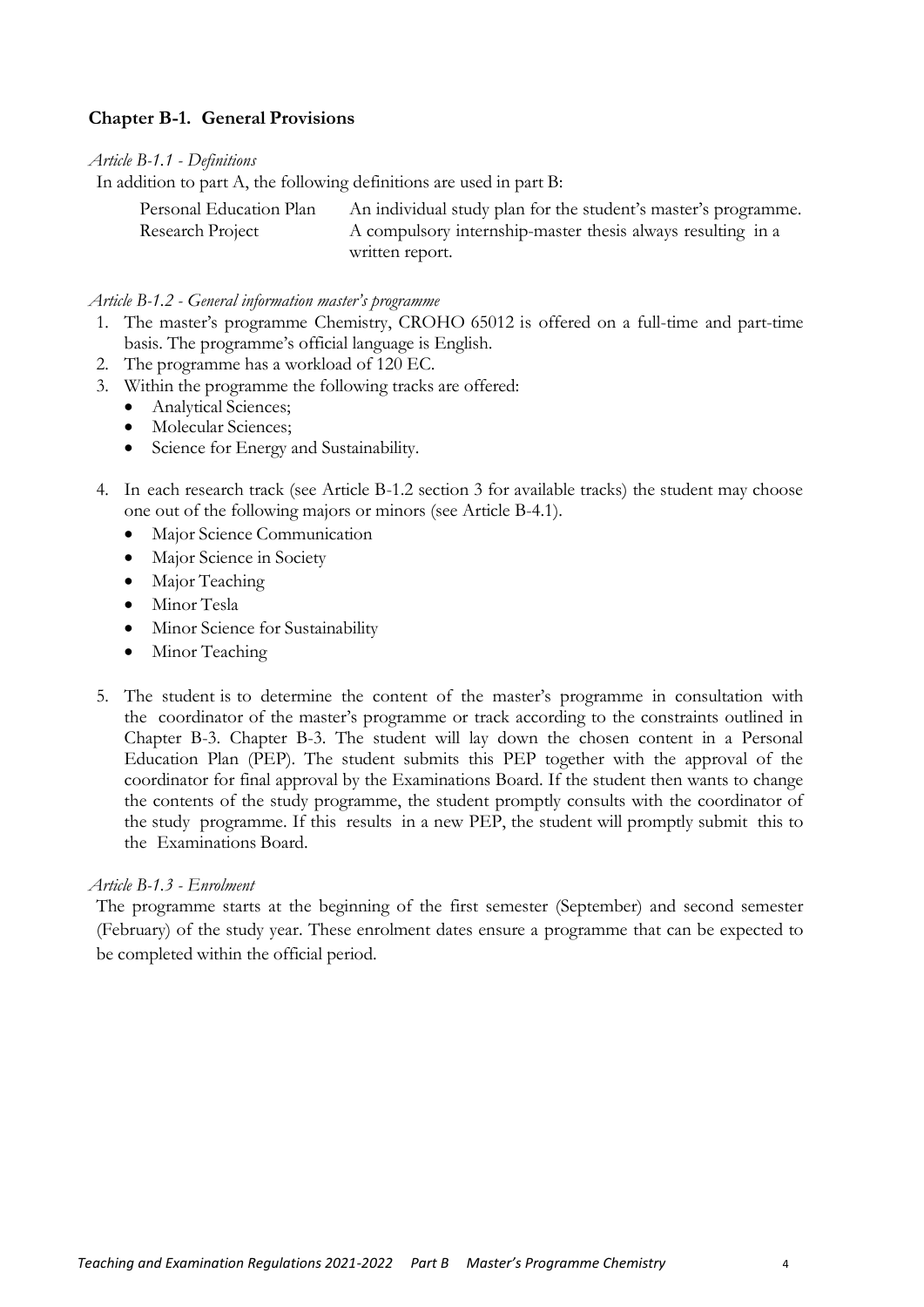## Chapter B-1. General Provisions

*Article B-1.1 - Definitions*

In addition to part A, the following definitions are used in part B:

| | |
|---|---|
| Personal Education Plan | An individual study plan for the student's master's programme. |
| Research Project | A compulsory internship-master thesis always resulting in a written report. |

*Article B-1.2 - General information master's programme*

1. The master's programme Chemistry, CROHO 65012 is offered on a full-time and part-time basis. The programme's official language is English.
2. The programme has a workload of 120 EC.
3. Within the programme the following tracks are offered:
   - Analytical Sciences;
   - Molecular Sciences;
   - Science for Energy and Sustainability.
4. In each research track (see Article B-1.2 section 3 for available tracks) the student may choose one out of the following majors or minors (see Article B-4.1).
   - Major Science Communication
   - Major Science in Society
   - Major Teaching
   - Minor Tesla
   - Minor Science for Sustainability
   - Minor Teaching
5. The student is to determine the content of the master's programme in consultation with the coordinator of the master's programme or track according to the constraints outlined in Chapter B-3. Chapter B-3. The student will lay down the chosen content in a Personal Education Plan (PEP). The student submits this PEP together with the approval of the coordinator for final approval by the Examinations Board. If the student then wants to change the contents of the study programme, the student promptly consults with the coordinator of the study programme. If this results in a new PEP, the student will promptly submit this to the Examinations Board.

*Article B-1.3 - Enrolment*

The programme starts at the beginning of the first semester (September) and second semester (February) of the study year. These enrolment dates ensure a programme that can be expected to be completed within the official period.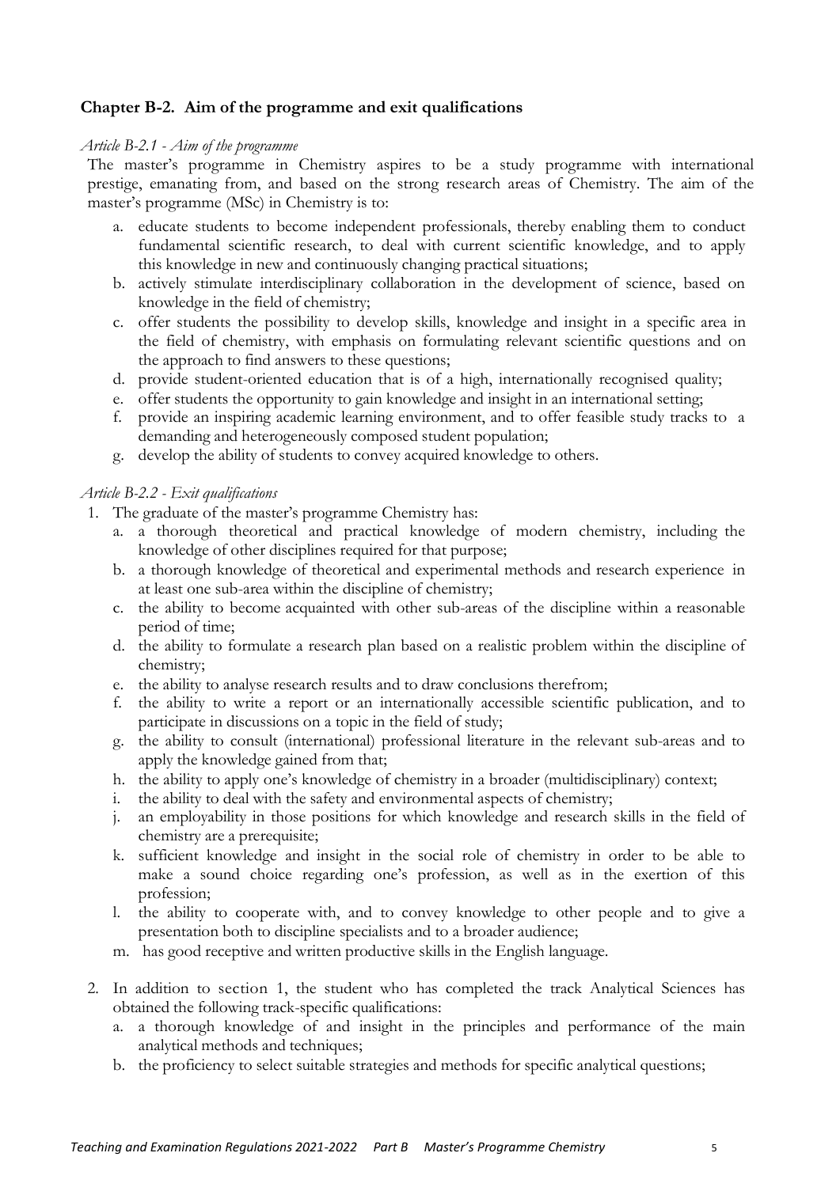## Chapter B-2. Aim of the programme and exit qualifications

*Article B-2.1 - Aim of the programme*

The master's programme in Chemistry aspires to be a study programme with international prestige, emanating from, and based on the strong research areas of Chemistry. The aim of the master's programme (MSc) in Chemistry is to:

a. educate students to become independent professionals, thereby enabling them to conduct fundamental scientific research, to deal with current scientific knowledge, and to apply this knowledge in new and continuously changing practical situations;
b. actively stimulate interdisciplinary collaboration in the development of science, based on knowledge in the field of chemistry;
c. offer students the possibility to develop skills, knowledge and insight in a specific area in the field of chemistry, with emphasis on formulating relevant scientific questions and on the approach to find answers to these questions;
d. provide student-oriented education that is of a high, internationally recognised quality;
e. offer students the opportunity to gain knowledge and insight in an international setting;
f. provide an inspiring academic learning environment, and to offer feasible study tracks to a demanding and heterogeneously composed student population;
g. develop the ability of students to convey acquired knowledge to others.

*Article B-2.2 - Exit qualifications*

1. The graduate of the master's programme Chemistry has:
   a. a thorough theoretical and practical knowledge of modern chemistry, including the knowledge of other disciplines required for that purpose;
   b. a thorough knowledge of theoretical and experimental methods and research experience in at least one sub-area within the discipline of chemistry;
   c. the ability to become acquainted with other sub-areas of the discipline within a reasonable period of time;
   d. the ability to formulate a research plan based on a realistic problem within the discipline of chemistry;
   e. the ability to analyse research results and to draw conclusions therefrom;
   f. the ability to write a report or an internationally accessible scientific publication, and to participate in discussions on a topic in the field of study;
   g. the ability to consult (international) professional literature in the relevant sub-areas and to apply the knowledge gained from that;
   h. the ability to apply one's knowledge of chemistry in a broader (multidisciplinary) context;
   i. the ability to deal with the safety and environmental aspects of chemistry;
   j. an employability in those positions for which knowledge and research skills in the field of chemistry are a prerequisite;
   k. sufficient knowledge and insight in the social role of chemistry in order to be able to make a sound choice regarding one's profession, as well as in the exertion of this profession;
   l. the ability to cooperate with, and to convey knowledge to other people and to give a presentation both to discipline specialists and to a broader audience;
   m. has good receptive and written productive skills in the English language.

2. In addition to section 1, the student who has completed the track Analytical Sciences has obtained the following track-specific qualifications:
   a. a thorough knowledge of and insight in the principles and performance of the main analytical methods and techniques;
   b. the proficiency to select suitable strategies and methods for specific analytical questions;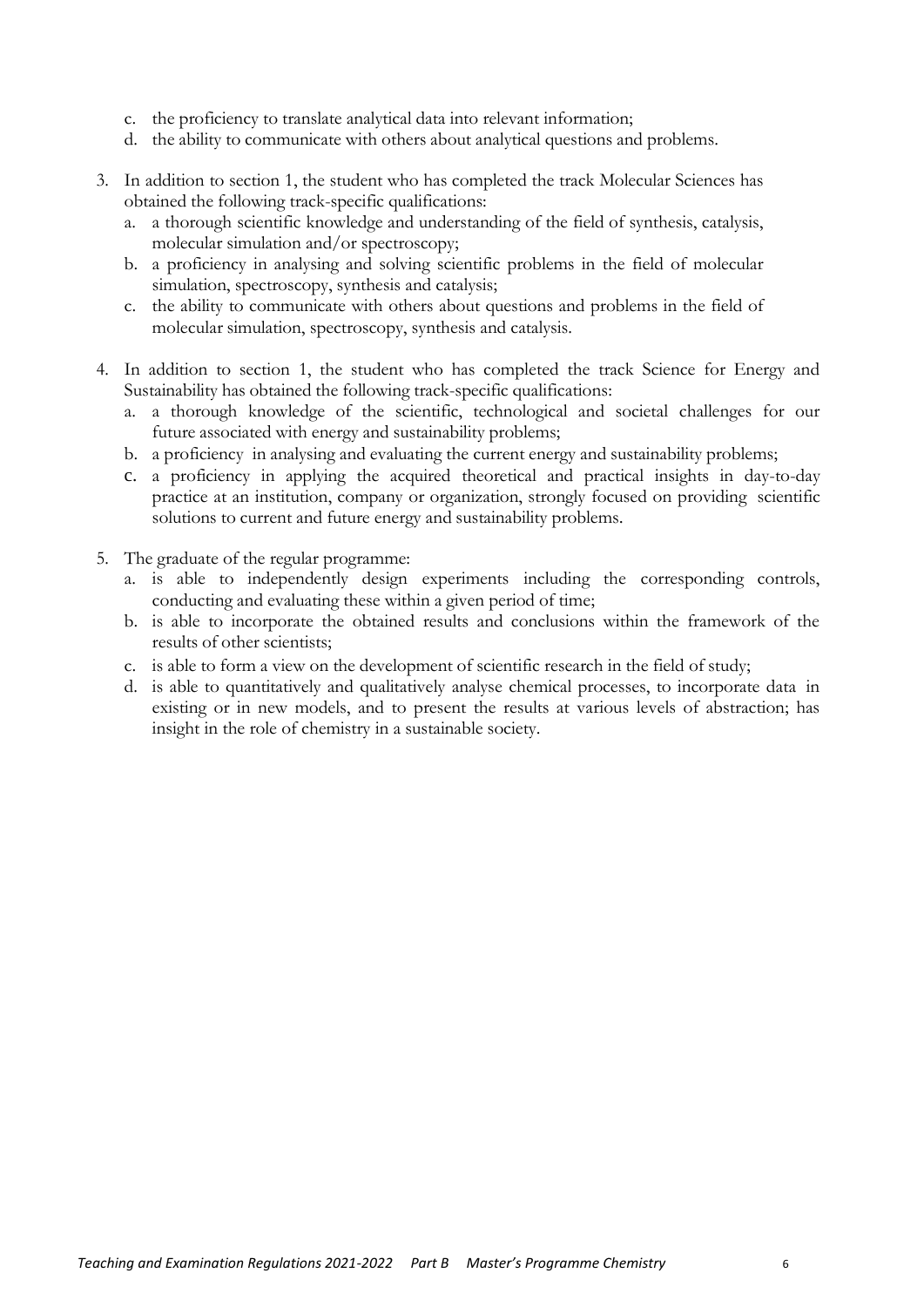c. the proficiency to translate analytical data into relevant information;
d. the ability to communicate with others about analytical questions and problems.

3. In addition to section 1, the student who has completed the track Molecular Sciences has obtained the following track-specific qualifications:
   a. a thorough scientific knowledge and understanding of the field of synthesis, catalysis, molecular simulation and/or spectroscopy;
   b. a proficiency in analysing and solving scientific problems in the field of molecular simulation, spectroscopy, synthesis and catalysis;
   c. the ability to communicate with others about questions and problems in the field of molecular simulation, spectroscopy, synthesis and catalysis.

4. In addition to section 1, the student who has completed the track Science for Energy and Sustainability has obtained the following track-specific qualifications:
   a. a thorough knowledge of the scientific, technological and societal challenges for our future associated with energy and sustainability problems;
   b. a proficiency in analysing and evaluating the current energy and sustainability problems;
   c. a proficiency in applying the acquired theoretical and practical insights in day-to-day practice at an institution, company or organization, strongly focused on providing scientific solutions to current and future energy and sustainability problems.

5. The graduate of the regular programme:
   a. is able to independently design experiments including the corresponding controls, conducting and evaluating these within a given period of time;
   b. is able to incorporate the obtained results and conclusions within the framework of the results of other scientists;
   c. is able to form a view on the development of scientific research in the field of study;
   d. is able to quantitatively and qualitatively analyse chemical processes, to incorporate data in existing or in new models, and to present the results at various levels of abstraction; has insight in the role of chemistry in a sustainable society.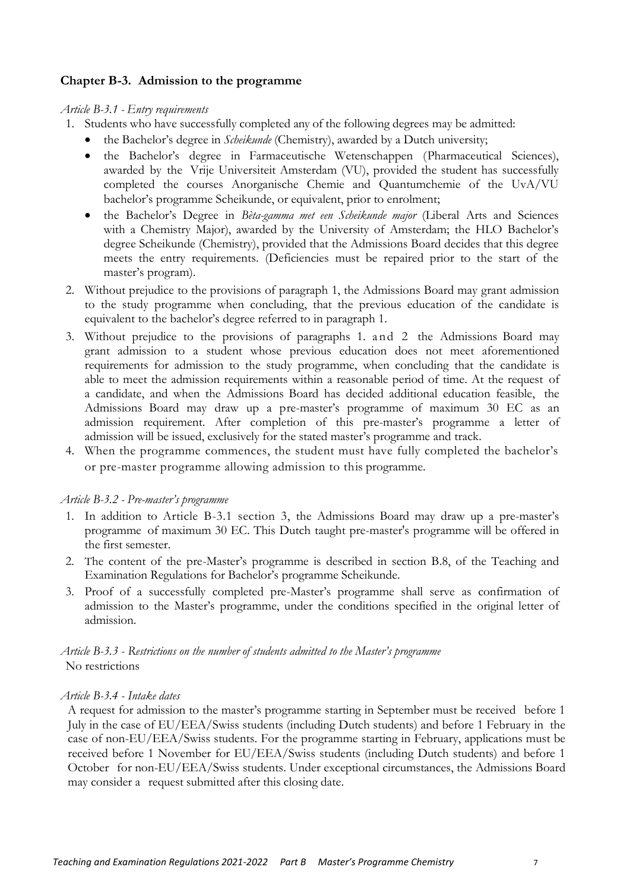## Chapter B-3. Admission to the programme

*Article B-3.1 - Entry requirements*

1. Students who have successfully completed any of the following degrees may be admitted:
   - the Bachelor's degree in *Scheikunde* (Chemistry), awarded by a Dutch university;
   - the Bachelor's degree in Farmaceutische Wetenschappen (Pharmaceutical Sciences), awarded by the Vrije Universiteit Amsterdam (VU), provided the student has successfully completed the courses Anorganische Chemie and Quantumchemie of the UvA/VU bachelor's programme Scheikunde, or equivalent, prior to enrolment;
   - the Bachelor's Degree in *Bèta-gamma met een Scheikunde major* (Liberal Arts and Sciences with a Chemistry Major), awarded by the University of Amsterdam; the HLO Bachelor's degree Scheikunde (Chemistry), provided that the Admissions Board decides that this degree meets the entry requirements. (Deficiencies must be repaired prior to the start of the master's program).
2. Without prejudice to the provisions of paragraph 1, the Admissions Board may grant admission to the study programme when concluding, that the previous education of the candidate is equivalent to the bachelor's degree referred to in paragraph 1.
3. Without prejudice to the provisions of paragraphs 1. and 2 the Admissions Board may grant admission to a student whose previous education does not meet aforementioned requirements for admission to the study programme, when concluding that the candidate is able to meet the admission requirements within a reasonable period of time. At the request of a candidate, and when the Admissions Board has decided additional education feasible, the Admissions Board may draw up a pre-master's programme of maximum 30 EC as an admission requirement. After completion of this pre-master's programme a letter of admission will be issued, exclusively for the stated master's programme and track.
4. When the programme commences, the student must have fully completed the bachelor's or pre-master programme allowing admission to this programme.

*Article B-3.2 - Pre-master's programme*

1. In addition to Article B-3.1 section 3, the Admissions Board may draw up a pre-master's programme of maximum 30 EC. This Dutch taught pre-master's programme will be offered in the first semester.
2. The content of the pre-Master's programme is described in section B.8, of the Teaching and Examination Regulations for Bachelor's programme Scheikunde.
3. Proof of a successfully completed pre-Master's programme shall serve as confirmation of admission to the Master's programme, under the conditions specified in the original letter of admission.

*Article B-3.3 - Restrictions on the number of students admitted to the Master's programme*

No restrictions

*Article B-3.4 - Intake dates*

A request for admission to the master's programme starting in September must be received before 1 July in the case of EU/EEA/Swiss students (including Dutch students) and before 1 February in the case of non-EU/EEA/Swiss students. For the programme starting in February, applications must be received before 1 November for EU/EEA/Swiss students (including Dutch students) and before 1 October for non-EU/EEA/Swiss students. Under exceptional circumstances, the Admissions Board may consider a request submitted after this closing date.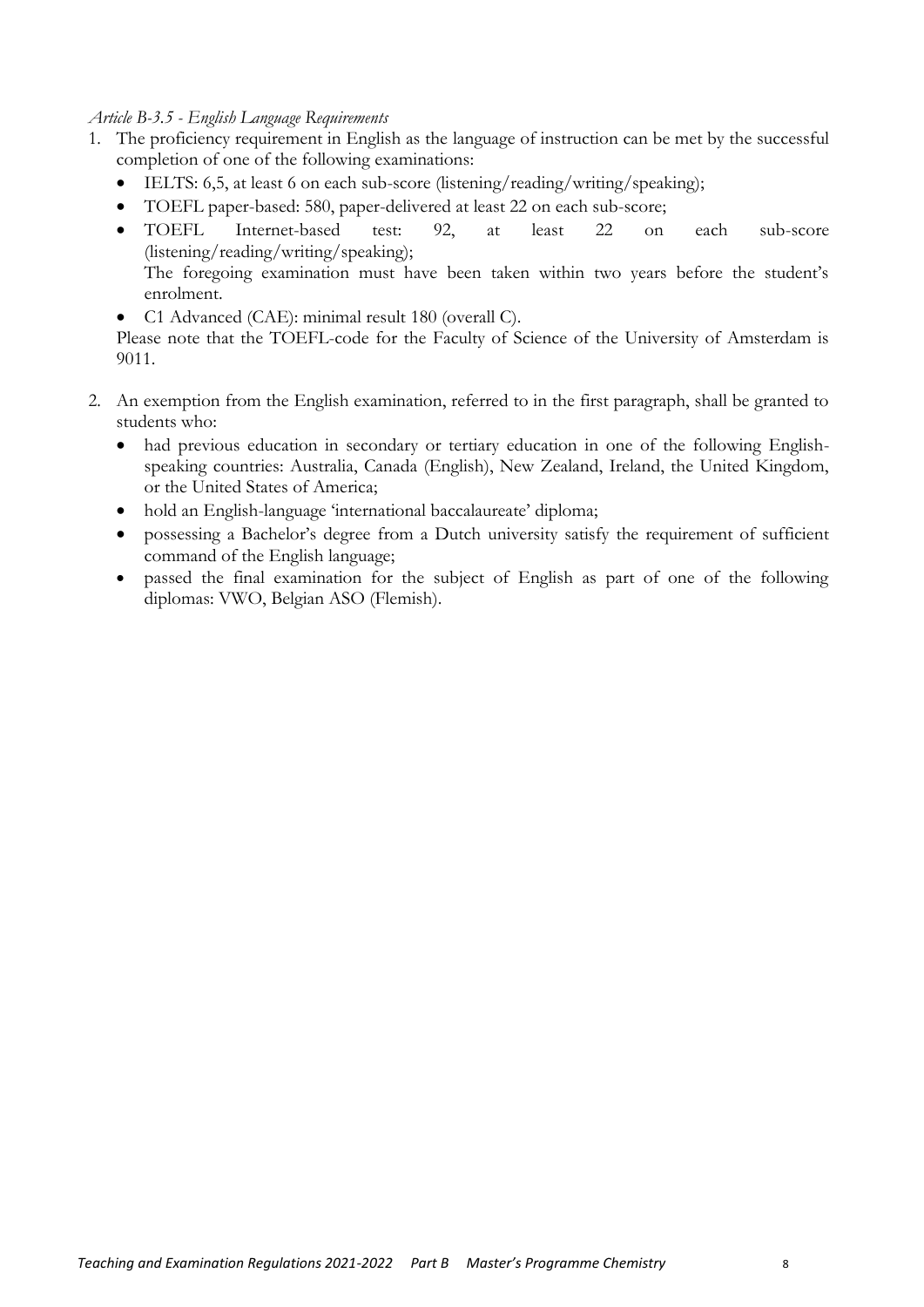*Article B-3.5 - English Language Requirements*

1. The proficiency requirement in English as the language of instruction can be met by the successful completion of one of the following examinations:
   - IELTS: 6,5, at least 6 on each sub-score (listening/reading/writing/speaking);
   - TOEFL paper-based: 580, paper-delivered at least 22 on each sub-score;
   - TOEFL Internet-based test: 92, at least 22 on each sub-score (listening/reading/writing/speaking);
     The foregoing examination must have been taken within two years before the student's enrolment.
   - C1 Advanced (CAE): minimal result 180 (overall C).

   Please note that the TOEFL-code for the Faculty of Science of the University of Amsterdam is 9011.

2. An exemption from the English examination, referred to in the first paragraph, shall be granted to students who:
   - had previous education in secondary or tertiary education in one of the following English-speaking countries: Australia, Canada (English), New Zealand, Ireland, the United Kingdom, or the United States of America;
   - hold an English-language 'international baccalaureate' diploma;
   - possessing a Bachelor's degree from a Dutch university satisfy the requirement of sufficient command of the English language;
   - passed the final examination for the subject of English as part of one of the following diplomas: VWO, Belgian ASO (Flemish).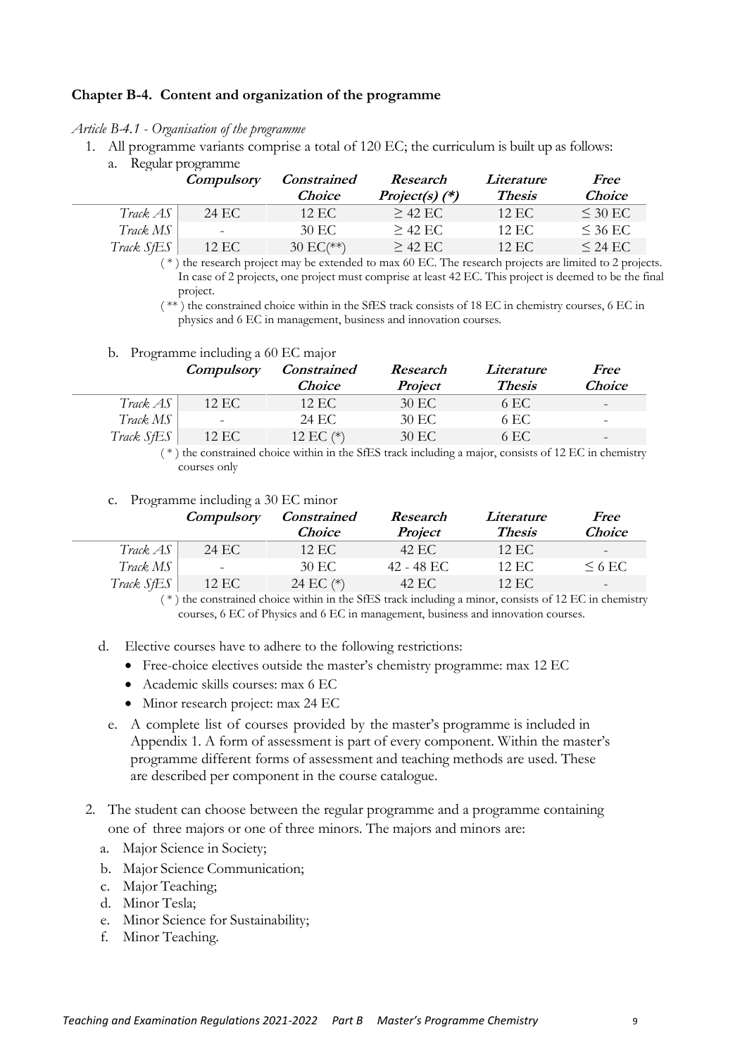## Chapter B-4. Content and organization of the programme

*Article B-4.1 - Organisation of the programme*

1. All programme variants comprise a total of 120 EC; the curriculum is built up as follows:
   a. Regular programme

| | ***Compulsory*** | ***Constrained Choice*** | ***Research Project(s) (*)*** | ***Literature Thesis*** | ***Free Choice*** |
|---|---|---|---|---|---|
| *Track AS* | 24 EC | 12 EC | ≥ 42 EC | 12 EC | ≤ 30 EC |
| *Track MS* | - | 30 EC | ≥ 42 EC | 12 EC | ≤ 36 EC |
| *Track SfES* | 12 EC | 30 EC(**) | ≥ 42 EC | 12 EC | ≤ 24 EC |

( * ) the research project may be extended to max 60 EC. The research projects are limited to 2 projects. In case of 2 projects, one project must comprise at least 42 EC. This project is deemed to be the final project.

( ** ) the constrained choice within in the SfES track consists of 18 EC in chemistry courses, 6 EC in physics and 6 EC in management, business and innovation courses.

   b. Programme including a 60 EC major

| | ***Compulsory*** | ***Constrained Choice*** | ***Research Project*** | ***Literature Thesis*** | ***Free Choice*** |
|---|---|---|---|---|---|
| *Track AS* | 12 EC | 12 EC | 30 EC | 6 EC | - |
| *Track MS* | - | 24 EC | 30 EC | 6 EC | - |
| *Track SfES* | 12 EC | 12 EC (*) | 30 EC | 6 EC | - |

( * ) the constrained choice within in the SfES track including a major, consists of 12 EC in chemistry courses only

   c. Programme including a 30 EC minor

| | ***Compulsory*** | ***Constrained Choice*** | ***Research Project*** | ***Literature Thesis*** | ***Free Choice*** |
|---|---|---|---|---|---|
| *Track AS* | 24 EC | 12 EC | 42 EC | 12 EC | - |
| *Track MS* | - | 30 EC | 42 - 48 EC | 12 EC | ≤ 6 EC |
| *Track SfES* | 12 EC | 24 EC (*) | 42 EC | 12 EC | - |

( * ) the constrained choice within in the SfES track including a minor, consists of 12 EC in chemistry courses, 6 EC of Physics and 6 EC in management, business and innovation courses.

   d. Elective courses have to adhere to the following restrictions:
      - Free-choice electives outside the master's chemistry programme: max 12 EC
      - Academic skills courses: max 6 EC
      - Minor research project: max 24 EC

   e. A complete list of courses provided by the master's programme is included in Appendix 1. A form of assessment is part of every component. Within the master's programme different forms of assessment and teaching methods are used. These are described per component in the course catalogue.

2. The student can choose between the regular programme and a programme containing one of three majors or one of three minors. The majors and minors are:
   a. Major Science in Society;
   b. Major Science Communication;
   c. Major Teaching;
   d. Minor Tesla;
   e. Minor Science for Sustainability;
   f. Minor Teaching.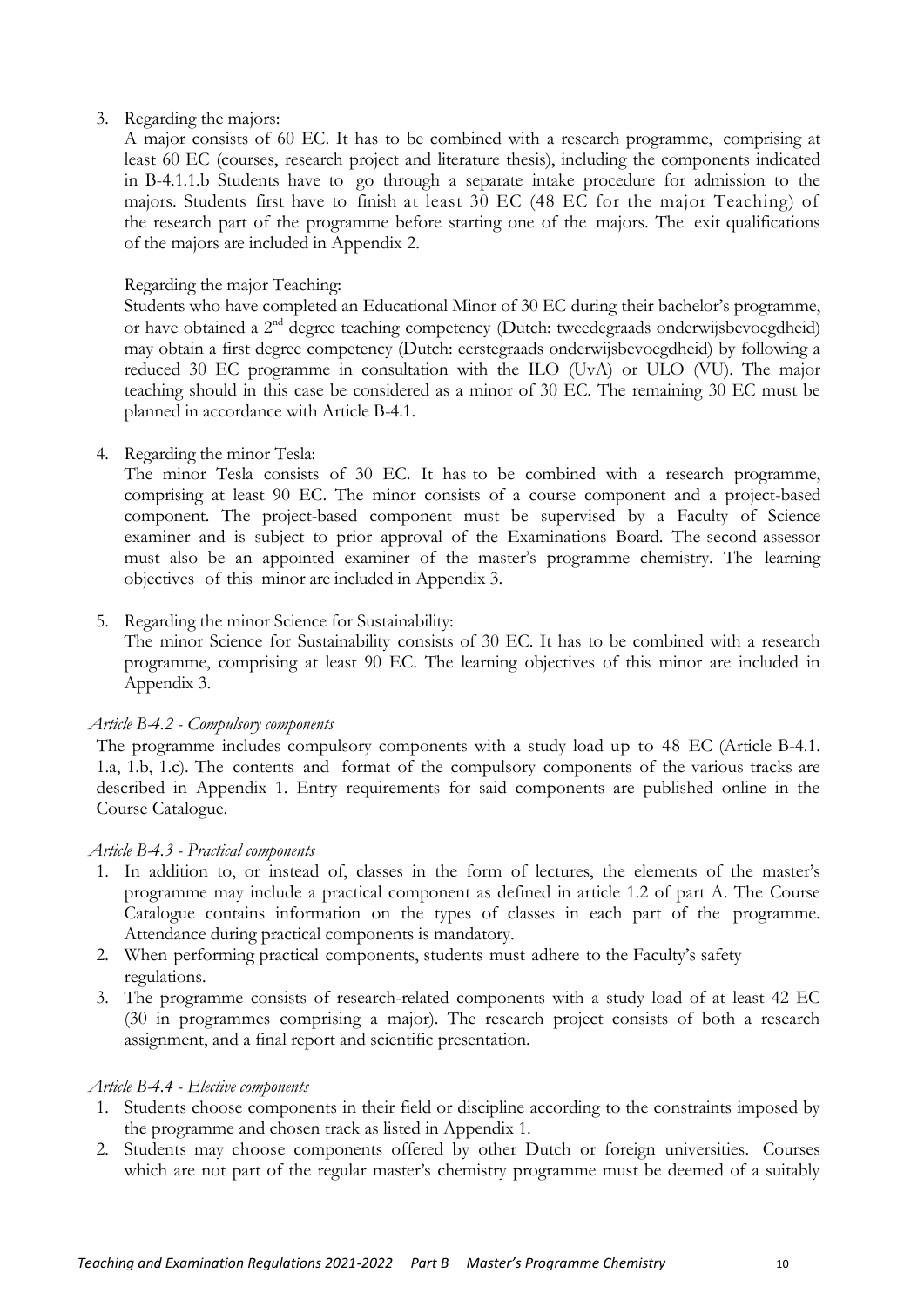3. Regarding the majors:

   A major consists of 60 EC. It has to be combined with a research programme, comprising at least 60 EC (courses, research project and literature thesis), including the components indicated in B-4.1.1.b Students have to go through a separate intake procedure for admission to the majors. Students first have to finish at least 30 EC (48 EC for the major Teaching) of the research part of the programme before starting one of the majors. The exit qualifications of the majors are included in Appendix 2.

   Regarding the major Teaching:

   Students who have completed an Educational Minor of 30 EC during their bachelor's programme, or have obtained a 2nd degree teaching competency (Dutch: tweedegraads onderwijsbevoegdheid) may obtain a first degree competency (Dutch: eerstegraads onderwijsbevoegdheid) by following a reduced 30 EC programme in consultation with the ILO (UvA) or ULO (VU). The major teaching should in this case be considered as a minor of 30 EC. The remaining 30 EC must be planned in accordance with Article B-4.1.

4. Regarding the minor Tesla:

   The minor Tesla consists of 30 EC. It has to be combined with a research programme, comprising at least 90 EC. The minor consists of a course component and a project-based component. The project-based component must be supervised by a Faculty of Science examiner and is subject to prior approval of the Examinations Board. The second assessor must also be an appointed examiner of the master's programme chemistry. The learning objectives of this minor are included in Appendix 3.

5. Regarding the minor Science for Sustainability:

   The minor Science for Sustainability consists of 30 EC. It has to be combined with a research programme, comprising at least 90 EC. The learning objectives of this minor are included in Appendix 3.

*Article B-4.2 - Compulsory components*

The programme includes compulsory components with a study load up to 48 EC (Article B-4.1. 1.a, 1.b, 1.c). The contents and format of the compulsory components of the various tracks are described in Appendix 1. Entry requirements for said components are published online in the Course Catalogue.

*Article B-4.3 - Practical components*

1. In addition to, or instead of, classes in the form of lectures, the elements of the master's programme may include a practical component as defined in article 1.2 of part A. The Course Catalogue contains information on the types of classes in each part of the programme. Attendance during practical components is mandatory.
2. When performing practical components, students must adhere to the Faculty's safety regulations.
3. The programme consists of research-related components with a study load of at least 42 EC (30 in programmes comprising a major). The research project consists of both a research assignment, and a final report and scientific presentation.

*Article B-4.4 - Elective components*

1. Students choose components in their field or discipline according to the constraints imposed by the programme and chosen track as listed in Appendix 1.
2. Students may choose components offered by other Dutch or foreign universities. Courses which are not part of the regular master's chemistry programme must be deemed of a suitably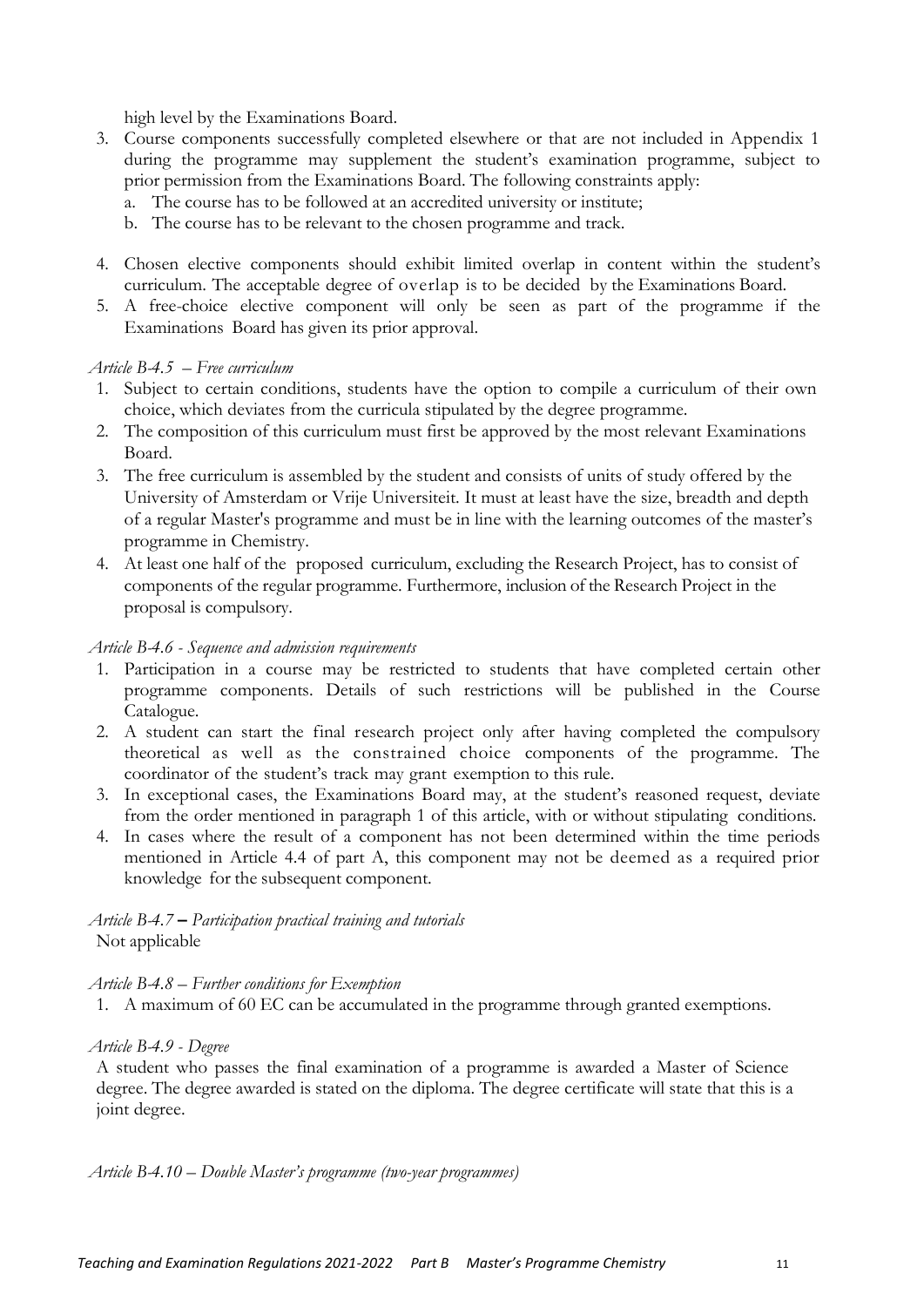high level by the Examinations Board.

3. Course components successfully completed elsewhere or that are not included in Appendix 1 during the programme may supplement the student's examination programme, subject to prior permission from the Examinations Board. The following constraints apply:
   a. The course has to be followed at an accredited university or institute;
   b. The course has to be relevant to the chosen programme and track.
4. Chosen elective components should exhibit limited overlap in content within the student's curriculum. The acceptable degree of overlap is to be decided by the Examinations Board.
5. A free-choice elective component will only be seen as part of the programme if the Examinations Board has given its prior approval.

*Article B-4.5 – Free curriculum*

1. Subject to certain conditions, students have the option to compile a curriculum of their own choice, which deviates from the curricula stipulated by the degree programme.
2. The composition of this curriculum must first be approved by the most relevant Examinations Board.
3. The free curriculum is assembled by the student and consists of units of study offered by the University of Amsterdam or Vrije Universiteit. It must at least have the size, breadth and depth of a regular Master's programme and must be in line with the learning outcomes of the master's programme in Chemistry.
4. At least one half of the proposed curriculum, excluding the Research Project, has to consist of components of the regular programme. Furthermore, inclusion of the Research Project in the proposal is compulsory.

*Article B-4.6 - Sequence and admission requirements*

1. Participation in a course may be restricted to students that have completed certain other programme components. Details of such restrictions will be published in the Course Catalogue.
2. A student can start the final research project only after having completed the compulsory theoretical as well as the constrained choice components of the programme. The coordinator of the student's track may grant exemption to this rule.
3. In exceptional cases, the Examinations Board may, at the student's reasoned request, deviate from the order mentioned in paragraph 1 of this article, with or without stipulating conditions.
4. In cases where the result of a component has not been determined within the time periods mentioned in Article 4.4 of part A, this component may not be deemed as a required prior knowledge for the subsequent component.

*Article B-4.7 – Participation practical training and tutorials*

Not applicable

*Article B-4.8 – Further conditions for Exemption*

1. A maximum of 60 EC can be accumulated in the programme through granted exemptions.

*Article B-4.9 - Degree*

A student who passes the final examination of a programme is awarded a Master of Science degree. The degree awarded is stated on the diploma. The degree certificate will state that this is a joint degree.

*Article B-4.10 – Double Master's programme (two-year programmes)*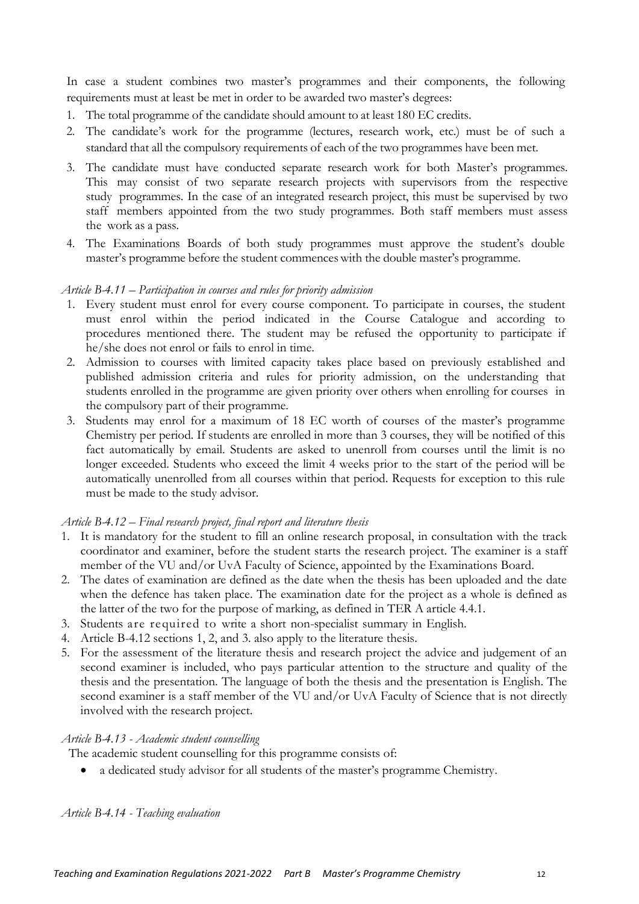In case a student combines two master's programmes and their components, the following requirements must at least be met in order to be awarded two master's degrees:

1. The total programme of the candidate should amount to at least 180 EC credits.
2. The candidate's work for the programme (lectures, research work, etc.) must be of such a standard that all the compulsory requirements of each of the two programmes have been met.
3. The candidate must have conducted separate research work for both Master's programmes. This may consist of two separate research projects with supervisors from the respective study programmes. In the case of an integrated research project, this must be supervised by two staff members appointed from the two study programmes. Both staff members must assess the work as a pass.
4. The Examinations Boards of both study programmes must approve the student's double master's programme before the student commences with the double master's programme.

*Article B-4.11 – Participation in courses and rules for priority admission*

1. Every student must enrol for every course component. To participate in courses, the student must enrol within the period indicated in the Course Catalogue and according to procedures mentioned there. The student may be refused the opportunity to participate if he/she does not enrol or fails to enrol in time.
2. Admission to courses with limited capacity takes place based on previously established and published admission criteria and rules for priority admission, on the understanding that students enrolled in the programme are given priority over others when enrolling for courses in the compulsory part of their programme.
3. Students may enrol for a maximum of 18 EC worth of courses of the master's programme Chemistry per period. If students are enrolled in more than 3 courses, they will be notified of this fact automatically by email. Students are asked to unenroll from courses until the limit is no longer exceeded. Students who exceed the limit 4 weeks prior to the start of the period will be automatically unenrolled from all courses within that period. Requests for exception to this rule must be made to the study advisor.

*Article B-4.12 – Final research project, final report and literature thesis*

1. It is mandatory for the student to fill an online research proposal, in consultation with the track coordinator and examiner, before the student starts the research project. The examiner is a staff member of the VU and/or UvA Faculty of Science, appointed by the Examinations Board.
2. The dates of examination are defined as the date when the thesis has been uploaded and the date when the defence has taken place. The examination date for the project as a whole is defined as the latter of the two for the purpose of marking, as defined in TER A article 4.4.1.
3. Students are required to write a short non-specialist summary in English.
4. Article B-4.12 sections 1, 2, and 3. also apply to the literature thesis.
5. For the assessment of the literature thesis and research project the advice and judgement of an second examiner is included, who pays particular attention to the structure and quality of the thesis and the presentation. The language of both the thesis and the presentation is English. The second examiner is a staff member of the VU and/or UvA Faculty of Science that is not directly involved with the research project.

*Article B-4.13 - Academic student counselling*

The academic student counselling for this programme consists of:

- a dedicated study advisor for all students of the master's programme Chemistry.

*Article B-4.14 - Teaching evaluation*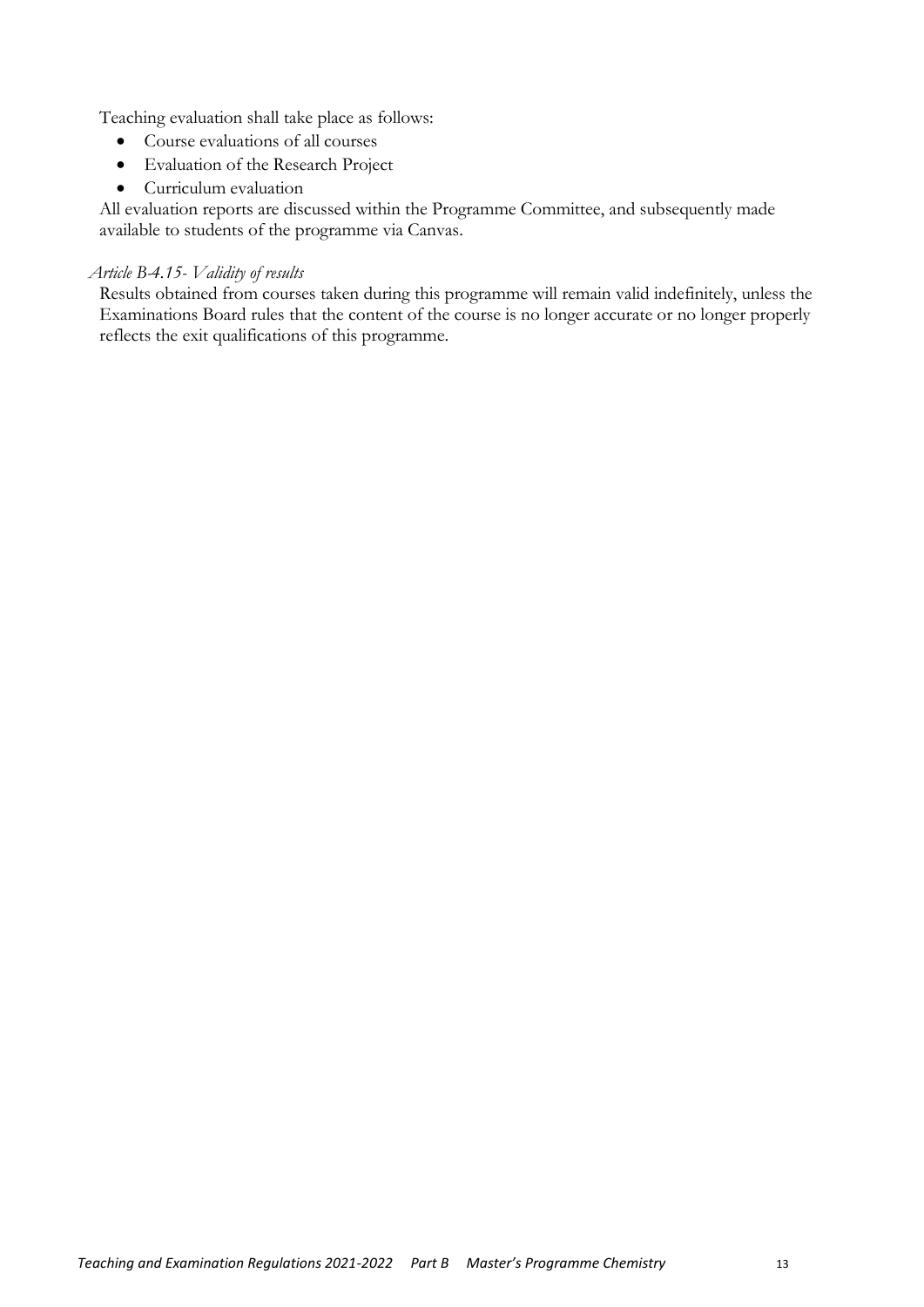Teaching evaluation shall take place as follows:

- Course evaluations of all courses
- Evaluation of the Research Project
- Curriculum evaluation

All evaluation reports are discussed within the Programme Committee, and subsequently made available to students of the programme via Canvas.

*Article B-4.15- Validity of results*

Results obtained from courses taken during this programme will remain valid indefinitely, unless the Examinations Board rules that the content of the course is no longer accurate or no longer properly reflects the exit qualifications of this programme.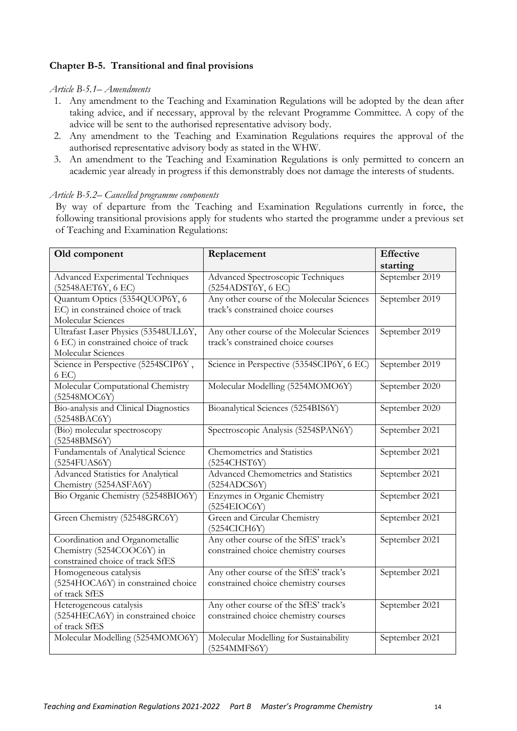## Chapter B-5. Transitional and final provisions

*Article B-5.1– Amendments*

1. Any amendment to the Teaching and Examination Regulations will be adopted by the dean after taking advice, and if necessary, approval by the relevant Programme Committee. A copy of the advice will be sent to the authorised representative advisory body.
2. Any amendment to the Teaching and Examination Regulations requires the approval of the authorised representative advisory body as stated in the WHW.
3. An amendment to the Teaching and Examination Regulations is only permitted to concern an academic year already in progress if this demonstrably does not damage the interests of students.

*Article B-5.2– Cancelled programme components*

By way of departure from the Teaching and Examination Regulations currently in force, the following transitional provisions apply for students who started the programme under a previous set of Teaching and Examination Regulations:

| Old component | Replacement | Effective starting |
|---|---|---|
| Advanced Experimental Techniques (52548AET6Y, 6 EC) | Advanced Spectroscopic Techniques (5254ADST6Y, 6 EC) | September 2019 |
| Quantum Optics (5354QUOP6Y, 6 EC) in constrained choice of track Molecular Sciences | Any other course of the Molecular Sciences track's constrained choice courses | September 2019 |
| Ultrafast Laser Physics (53548ULL6Y, 6 EC) in constrained choice of track Molecular Sciences | Any other course of the Molecular Sciences track's constrained choice courses | September 2019 |
| Science in Perspective (5254SCIP6Y , 6 EC) | Science in Perspective (5354SCIP6Y, 6 EC) | September 2019 |
| Molecular Computational Chemistry (52548MOC6Y) | Molecular Modelling (5254MOMO6Y) | September 2020 |
| Bio-analysis and Clinical Diagnostics (52548BAC6Y) | Bioanalytical Sciences (5254BIS6Y) | September 2020 |
| (Bio) molecular spectroscopy (52548BMS6Y) | Spectroscopic Analysis (5254SPAN6Y) | September 2021 |
| Fundamentals of Analytical Science (5254FUAS6Y) | Chemometrics and Statistics (5254CHST6Y) | September 2021 |
| Advanced Statistics for Analytical Chemistry (5254ASFA6Y) | Advanced Chemometrics and Statistics (5254ADCS6Y) | September 2021 |
| Bio Organic Chemistry (52548BIO6Y) | Enzymes in Organic Chemistry (5254EIOC6Y) | September 2021 |
| Green Chemistry (52548GRC6Y) | Green and Circular Chemistry (5254CICH6Y) | September 2021 |
| Coordination and Organometallic Chemistry (5254COOC6Y) in constrained choice of track SfES | Any other course of the SfES' track's constrained choice chemistry courses | September 2021 |
| Homogeneous catalysis (5254HOCA6Y) in constrained choice of track SfES | Any other course of the SfES' track's constrained choice chemistry courses | September 2021 |
| Heterogeneous catalysis (5254HECA6Y) in constrained choice of track SfES | Any other course of the SfES' track's constrained choice chemistry courses | September 2021 |
| Molecular Modelling (5254MOMO6Y) | Molecular Modelling for Sustainability (5254MMFS6Y) | September 2021 |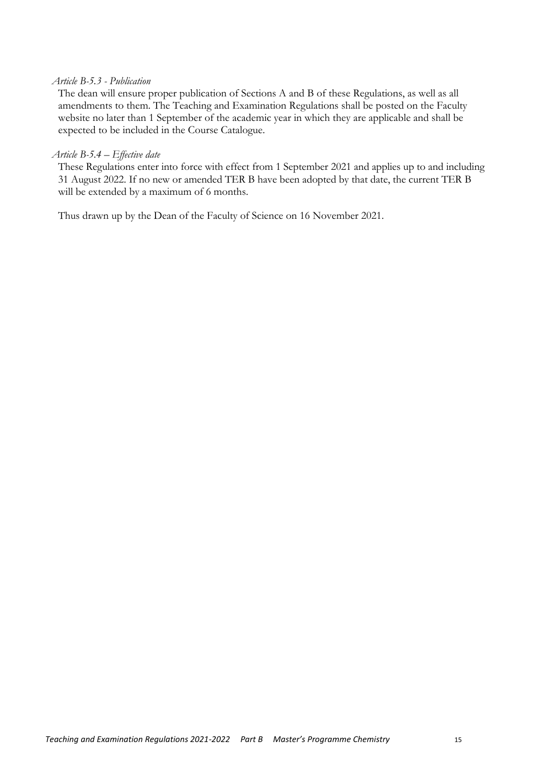*Article B-5.3 - Publication*

The dean will ensure proper publication of Sections A and B of these Regulations, as well as all amendments to them. The Teaching and Examination Regulations shall be posted on the Faculty website no later than 1 September of the academic year in which they are applicable and shall be expected to be included in the Course Catalogue.

*Article B-5.4 – Effective date*

These Regulations enter into force with effect from 1 September 2021 and applies up to and including 31 August 2022. If no new or amended TER B have been adopted by that date, the current TER B will be extended by a maximum of 6 months.

Thus drawn up by the Dean of the Faculty of Science on 16 November 2021.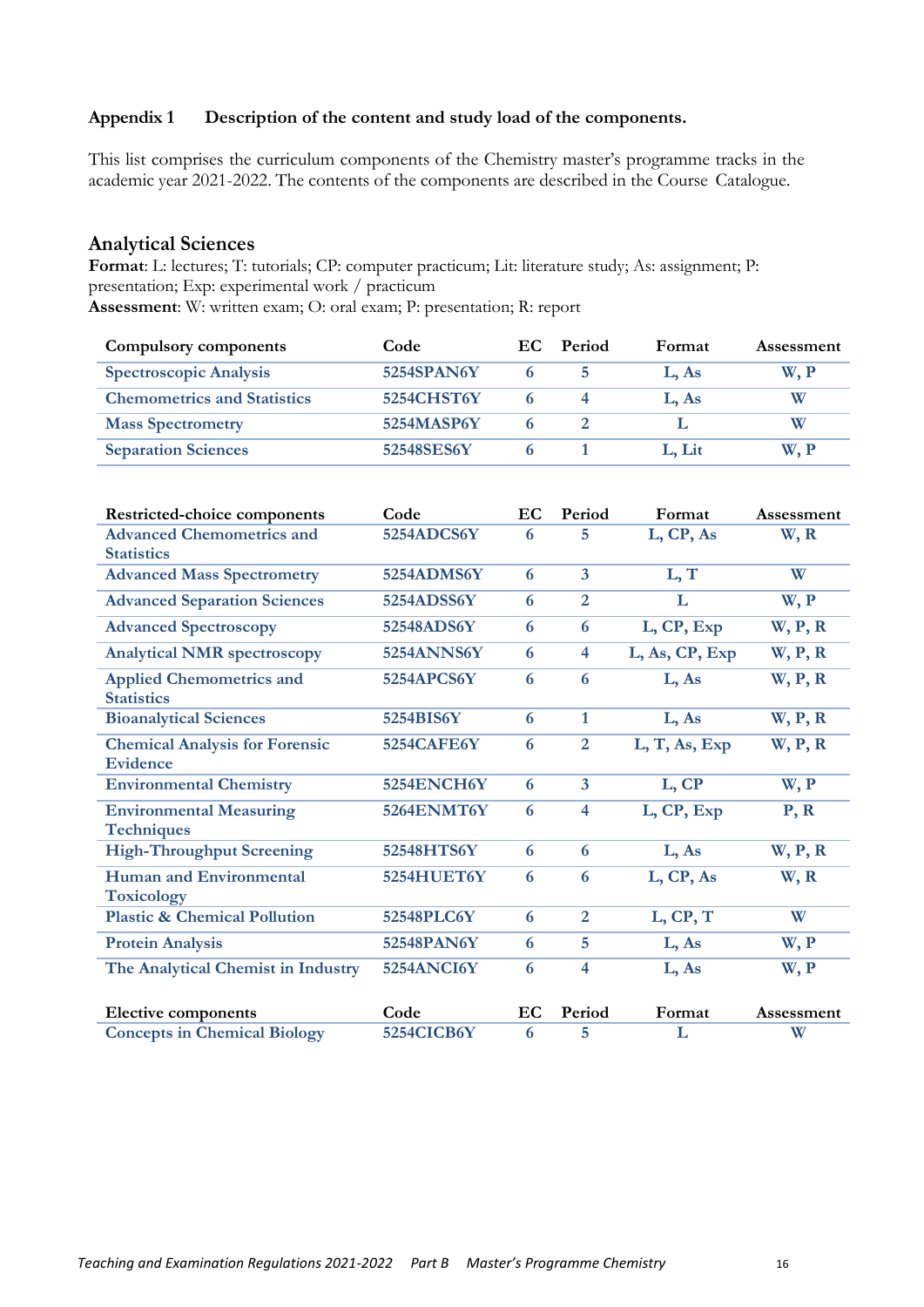**Appendix 1 Description of the content and study load of the components.**

This list comprises the curriculum components of the Chemistry master's programme tracks in the academic year 2021-2022. The contents of the components are described in the Course Catalogue.

## Analytical Sciences

**Format**: L: lectures; T: tutorials; CP: computer practicum; Lit: literature study; As: assignment; P: presentation; Exp: experimental work / practicum

**Assessment**: W: written exam; O: oral exam; P: presentation; R: report

| Compulsory components | Code | EC | Period | Format | Assessment |
|---|---|---|---|---|---|
| Spectroscopic Analysis | 5254SPAN6Y | 6 | 5 | L, As | W, P |
| Chemometrics and Statistics | 5254CHST6Y | 6 | 4 | L, As | W |
| Mass Spectrometry | 5254MASP6Y | 6 | 2 | L | W |
| Separation Sciences | 52548SES6Y | 6 | 1 | L, Lit | W, P |

| Restricted-choice components | Code | EC | Period | Format | Assessment |
|---|---|---|---|---|---|
| Advanced Chemometrics and Statistics | 5254ADCS6Y | 6 | 5 | L, CP, As | W, R |
| Advanced Mass Spectrometry | 5254ADMS6Y | 6 | 3 | L, T | W |
| Advanced Separation Sciences | 5254ADSS6Y | 6 | 2 | L | W, P |
| Advanced Spectroscopy | 52548ADS6Y | 6 | 6 | L, CP, Exp | W, P, R |
| Analytical NMR spectroscopy | 5254ANNS6Y | 6 | 4 | L, As, CP, Exp | W, P, R |
| Applied Chemometrics and Statistics | 5254APCS6Y | 6 | 6 | L, As | W, P, R |
| Bioanalytical Sciences | 5254BIS6Y | 6 | 1 | L, As | W, P, R |
| Chemical Analysis for Forensic Evidence | 5254CAFE6Y | 6 | 2 | L, T, As, Exp | W, P, R |
| Environmental Chemistry | 5254ENCH6Y | 6 | 3 | L, CP | W, P |
| Environmental Measuring Techniques | 5264ENMT6Y | 6 | 4 | L, CP, Exp | P, R |
| High-Throughput Screening | 52548HTS6Y | 6 | 6 | L, As | W, P, R |
| Human and Environmental Toxicology | 5254HUET6Y | 6 | 6 | L, CP, As | W, R |
| Plastic & Chemical Pollution | 52548PLC6Y | 6 | 2 | L, CP, T | W |
| Protein Analysis | 52548PAN6Y | 6 | 5 | L, As | W, P |
| The Analytical Chemist in Industry | 5254ANCI6Y | 6 | 4 | L, As | W, P |

| Elective components | Code | EC | Period | Format | Assessment |
|---|---|---|---|---|---|
| Concepts in Chemical Biology | 5254CICB6Y | 6 | 5 | L | W |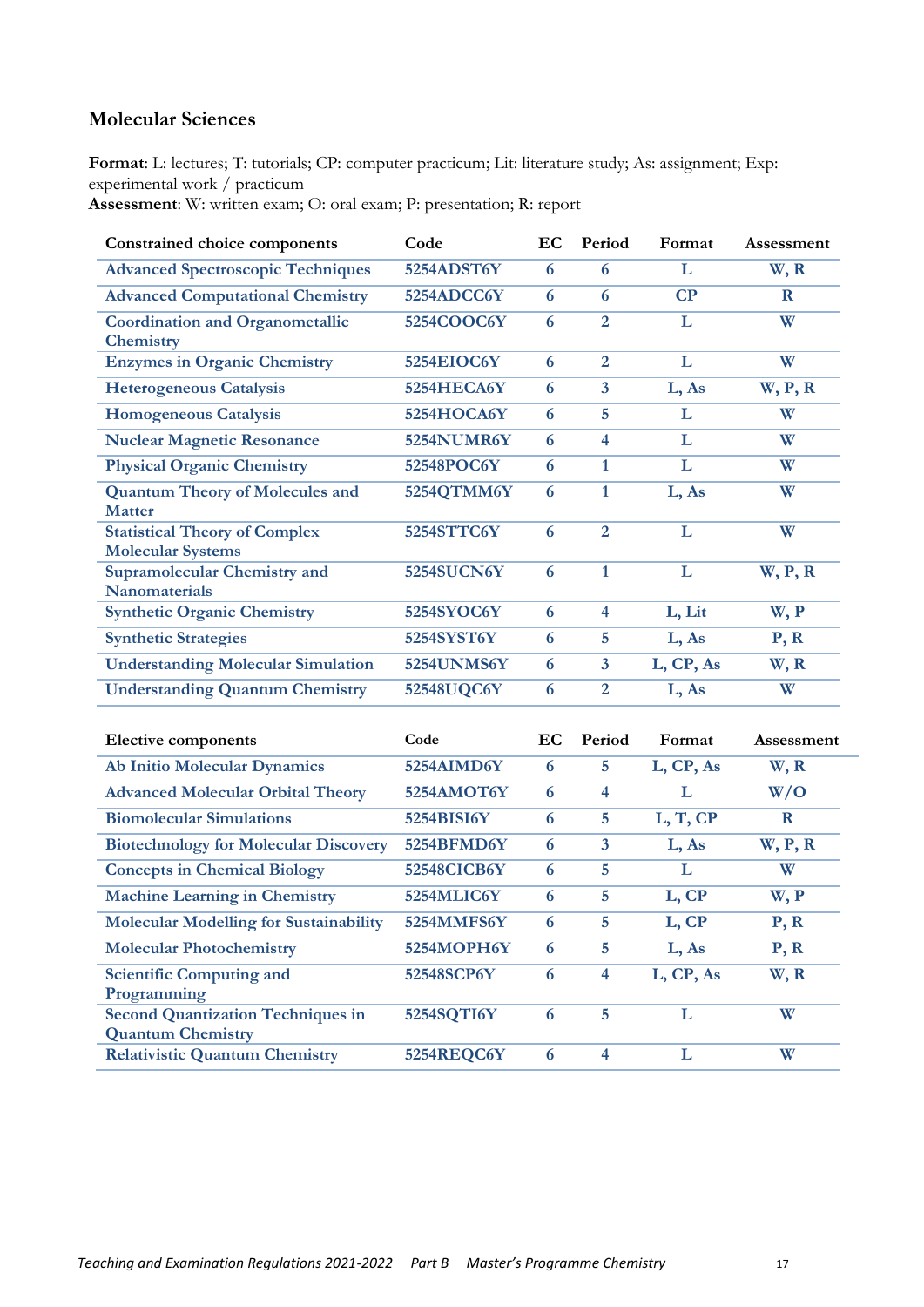### Molecular Sciences

**Format**: L: lectures; T: tutorials; CP: computer practicum; Lit: literature study; As: assignment; Exp: experimental work / practicum
**Assessment**: W: written exam; O: oral exam; P: presentation; R: report

| Constrained choice components | Code | EC | Period | Format | Assessment |
|---|---|---|---|---|---|
| Advanced Spectroscopic Techniques | 5254ADST6Y | 6 | 6 | L | W, R |
| Advanced Computational Chemistry | 5254ADCC6Y | 6 | 6 | CP | R |
| Coordination and Organometallic Chemistry | 5254COOC6Y | 6 | 2 | L | W |
| Enzymes in Organic Chemistry | 5254EIOC6Y | 6 | 2 | L | W |
| Heterogeneous Catalysis | 5254HECA6Y | 6 | 3 | L, As | W, P, R |
| Homogeneous Catalysis | 5254HOCA6Y | 6 | 5 | L | W |
| Nuclear Magnetic Resonance | 5254NUMR6Y | 6 | 4 | L | W |
| Physical Organic Chemistry | 52548POC6Y | 6 | 1 | L | W |
| Quantum Theory of Molecules and Matter | 5254QTMM6Y | 6 | 1 | L, As | W |
| Statistical Theory of Complex Molecular Systems | 5254STTC6Y | 6 | 2 | L | W |
| Supramolecular Chemistry and Nanomaterials | 5254SUCN6Y | 6 | 1 | L | W, P, R |
| Synthetic Organic Chemistry | 5254SYOC6Y | 6 | 4 | L, Lit | W, P |
| Synthetic Strategies | 5254SYST6Y | 6 | 5 | L, As | P, R |
| Understanding Molecular Simulation | 5254UNMS6Y | 6 | 3 | L, CP, As | W, R |
| Understanding Quantum Chemistry | 52548UQC6Y | 6 | 2 | L, As | W |

| Elective components | Code | EC | Period | Format | Assessment |
|---|---|---|---|---|---|
| Ab Initio Molecular Dynamics | 5254AIMD6Y | 6 | 5 | L, CP, As | W, R |
| Advanced Molecular Orbital Theory | 5254AMOT6Y | 6 | 4 | L | W/O |
| Biomolecular Simulations | 5254BISI6Y | 6 | 5 | L, T, CP | R |
| Biotechnology for Molecular Discovery | 5254BFMD6Y | 6 | 3 | L, As | W, P, R |
| Concepts in Chemical Biology | 52548CICB6Y | 6 | 5 | L | W |
| Machine Learning in Chemistry | 5254MLIC6Y | 6 | 5 | L, CP | W, P |
| Molecular Modelling for Sustainability | 5254MMFS6Y | 6 | 5 | L, CP | P, R |
| Molecular Photochemistry | 5254MOPH6Y | 6 | 5 | L, As | P, R |
| Scientific Computing and Programming | 52548SCP6Y | 6 | 4 | L, CP, As | W, R |
| Second Quantization Techniques in Quantum Chemistry | 5254SQTI6Y | 6 | 5 | L | W |
| Relativistic Quantum Chemistry | 5254REQC6Y | 6 | 4 | L | W |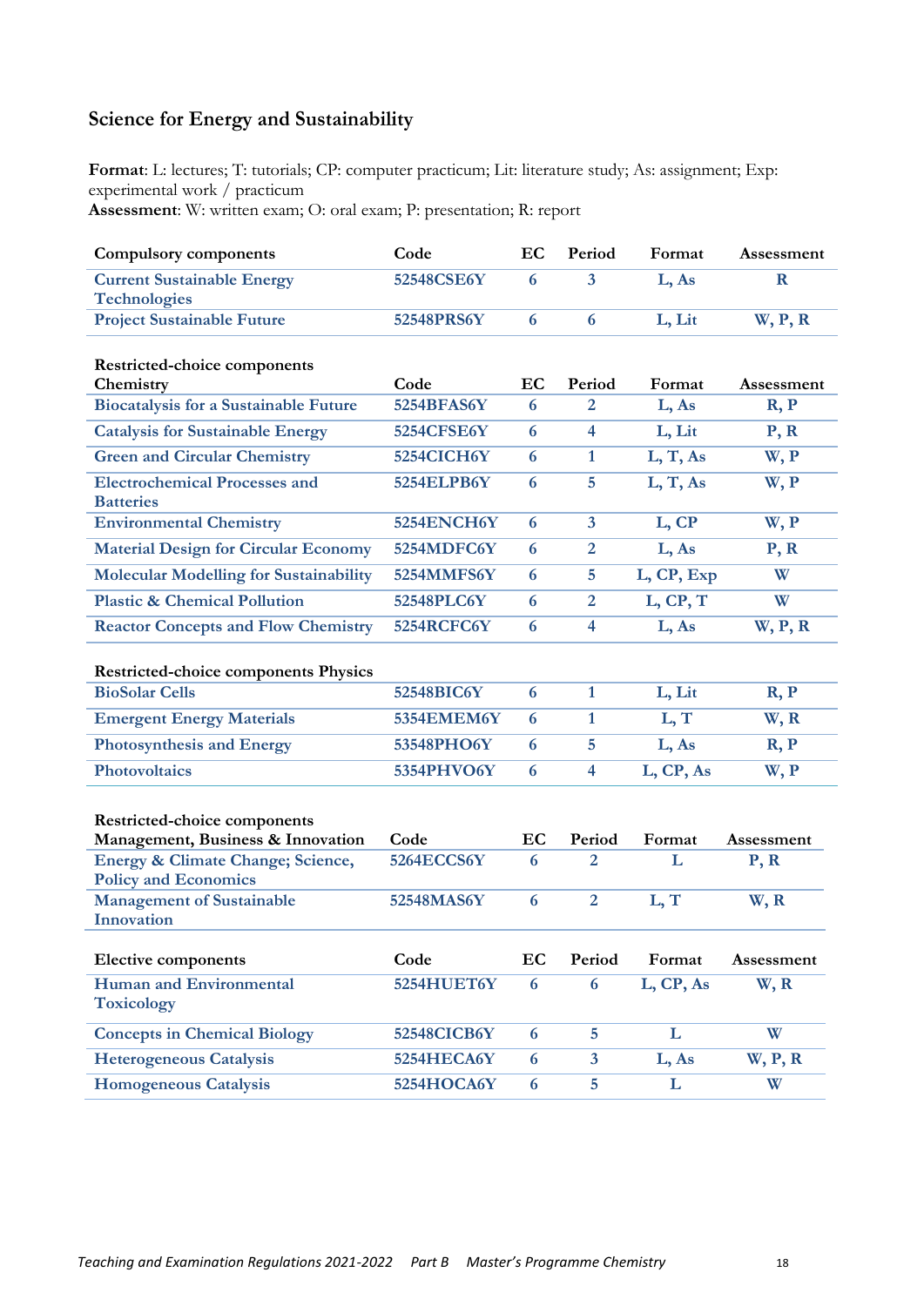## Science for Energy and Sustainability

**Format**: L: lectures; T: tutorials; CP: computer practicum; Lit: literature study; As: assignment; Exp: experimental work / practicum
**Assessment**: W: written exam; O: oral exam; P: presentation; R: report

| Compulsory components | Code | EC | Period | Format | Assessment |
|---|---|---|---|---|---|
| Current Sustainable Energy Technologies | 52548CSE6Y | 6 | 3 | L, As | R |
| Project Sustainable Future | 52548PRS6Y | 6 | 6 | L, Lit | W, P, R |

| Restricted-choice components Chemistry | Code | EC | Period | Format | Assessment |
|---|---|---|---|---|---|
| Biocatalysis for a Sustainable Future | 5254BFAS6Y | 6 | 2 | L, As | R, P |
| Catalysis for Sustainable Energy | 5254CFSE6Y | 6 | 4 | L, Lit | P, R |
| Green and Circular Chemistry | 5254CICH6Y | 6 | 1 | L, T, As | W, P |
| Electrochemical Processes and Batteries | 5254ELPB6Y | 6 | 5 | L, T, As | W, P |
| Environmental Chemistry | 5254ENCH6Y | 6 | 3 | L, CP | W, P |
| Material Design for Circular Economy | 5254MDFC6Y | 6 | 2 | L, As | P, R |
| Molecular Modelling for Sustainability | 5254MMFS6Y | 6 | 5 | L, CP, Exp | W |
| Plastic & Chemical Pollution | 52548PLC6Y | 6 | 2 | L, CP, T | W |
| Reactor Concepts and Flow Chemistry | 5254RCFC6Y | 6 | 4 | L, As | W, P, R |

| Restricted-choice components Physics | Code | EC | Period | Format | Assessment |
|---|---|---|---|---|---|
| BioSolar Cells | 52548BIC6Y | 6 | 1 | L, Lit | R, P |
| Emergent Energy Materials | 5354EMEM6Y | 6 | 1 | L, T | W, R |
| Photosynthesis and Energy | 53548PHO6Y | 6 | 5 | L, As | R, P |
| Photovoltaics | 5354PHVO6Y | 6 | 4 | L, CP, As | W, P |

| Restricted-choice components Management, Business & Innovation | Code | EC | Period | Format | Assessment |
|---|---|---|---|---|---|
| Energy & Climate Change; Science, Policy and Economics | 5264ECCS6Y | 6 | 2 | L | P, R |
| Management of Sustainable Innovation | 52548MAS6Y | 6 | 2 | L, T | W, R |

| Elective components | Code | EC | Period | Format | Assessment |
|---|---|---|---|---|---|
| Human and Environmental Toxicology | 5254HUET6Y | 6 | 6 | L, CP, As | W, R |
| Concepts in Chemical Biology | 52548CICB6Y | 6 | 5 | L | W |
| Heterogeneous Catalysis | 5254HECA6Y | 6 | 3 | L, As | W, P, R |
| Homogeneous Catalysis | 5254HOCA6Y | 6 | 5 | L | W |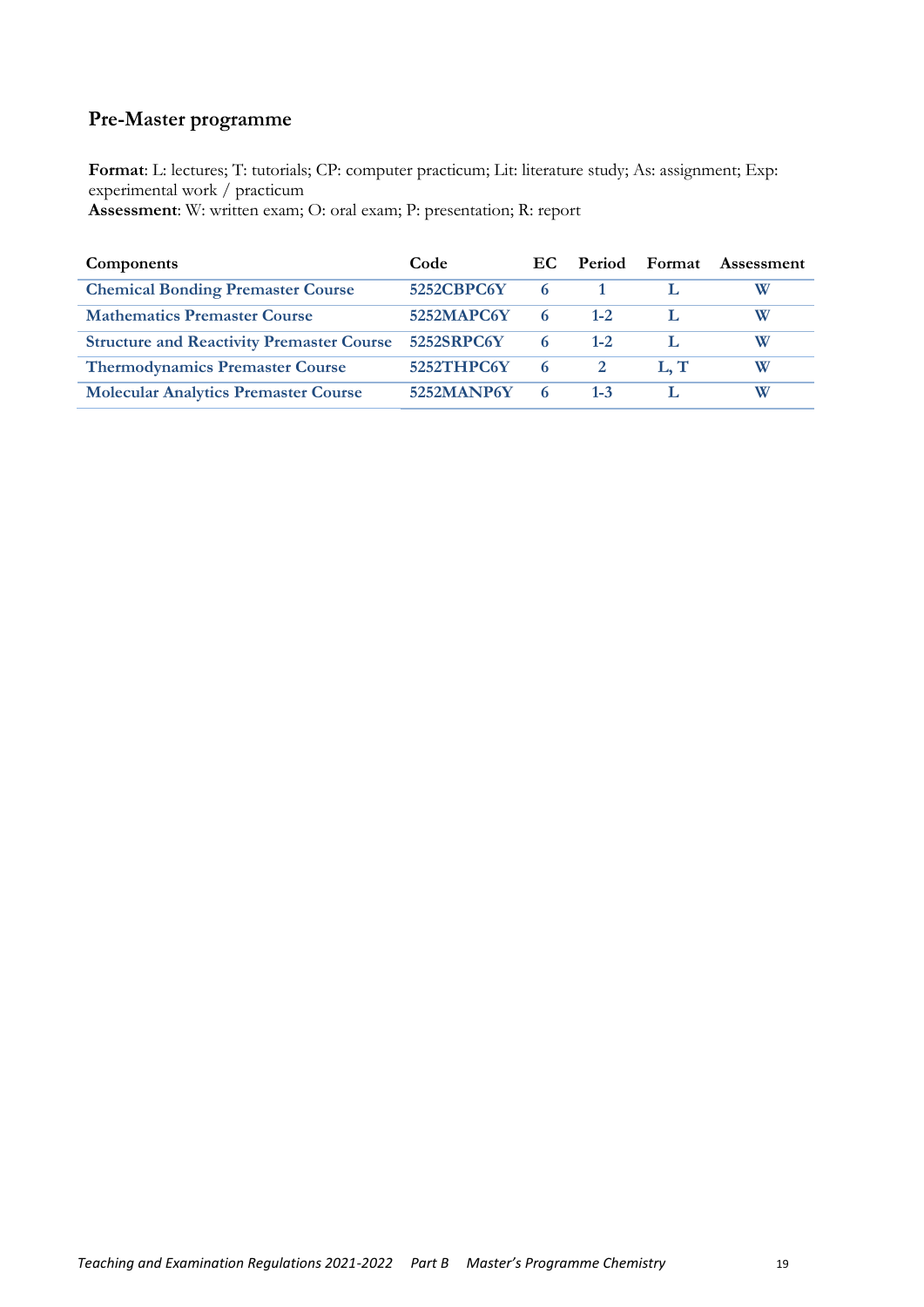## Pre-Master programme

**Format**: L: lectures; T: tutorials; CP: computer practicum; Lit: literature study; As: assignment; Exp: experimental work / practicum
**Assessment**: W: written exam; O: oral exam; P: presentation; R: report

| Components | Code | EC | Period | Format | Assessment |
|---|---|---|---|---|---|
| Chemical Bonding Premaster Course | 5252CBPC6Y | 6 | 1 | L | W |
| Mathematics Premaster Course | 5252MAPC6Y | 6 | 1-2 | L | W |
| Structure and Reactivity Premaster Course | 5252SRPC6Y | 6 | 1-2 | L | W |
| Thermodynamics Premaster Course | 5252THPC6Y | 6 | 2 | L, T | W |
| Molecular Analytics Premaster Course | 5252MANP6Y | 6 | 1-3 | L | W |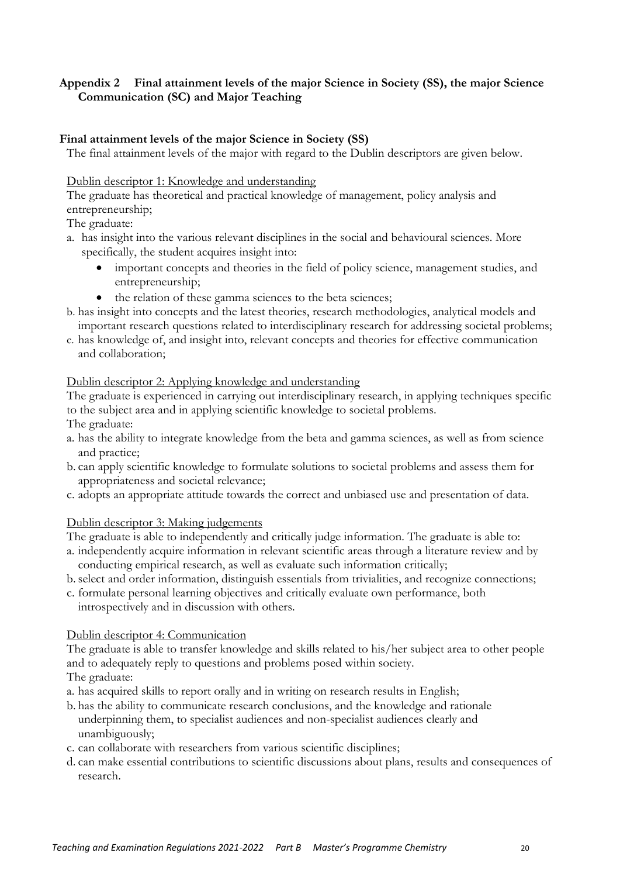## Appendix 2 Final attainment levels of the major Science in Society (SS), the major Science Communication (SC) and Major Teaching

### Final attainment levels of the major Science in Society (SS)

The final attainment levels of the major with regard to the Dublin descriptors are given below.

Dublin descriptor 1: Knowledge and understanding

The graduate has theoretical and practical knowledge of management, policy analysis and entrepreneurship;

The graduate:

a. has insight into the various relevant disciplines in the social and behavioural sciences. More specifically, the student acquires insight into:
   - important concepts and theories in the field of policy science, management studies, and entrepreneurship;
   - the relation of these gamma sciences to the beta sciences;

b. has insight into concepts and the latest theories, research methodologies, analytical models and important research questions related to interdisciplinary research for addressing societal problems;

c. has knowledge of, and insight into, relevant concepts and theories for effective communication and collaboration;

Dublin descriptor 2: Applying knowledge and understanding

The graduate is experienced in carrying out interdisciplinary research, in applying techniques specific to the subject area and in applying scientific knowledge to societal problems.

The graduate:

a. has the ability to integrate knowledge from the beta and gamma sciences, as well as from science and practice;
b. can apply scientific knowledge to formulate solutions to societal problems and assess them for appropriateness and societal relevance;
c. adopts an appropriate attitude towards the correct and unbiased use and presentation of data.

Dublin descriptor 3: Making judgements

The graduate is able to independently and critically judge information. The graduate is able to:

a. independently acquire information in relevant scientific areas through a literature review and by conducting empirical research, as well as evaluate such information critically;
b. select and order information, distinguish essentials from trivialities, and recognize connections;
c. formulate personal learning objectives and critically evaluate own performance, both introspectively and in discussion with others.

Dublin descriptor 4: Communication

The graduate is able to transfer knowledge and skills related to his/her subject area to other people and to adequately reply to questions and problems posed within society.

The graduate:

a. has acquired skills to report orally and in writing on research results in English;
b. has the ability to communicate research conclusions, and the knowledge and rationale underpinning them, to specialist audiences and non-specialist audiences clearly and unambiguously;
c. can collaborate with researchers from various scientific disciplines;
d. can make essential contributions to scientific discussions about plans, results and consequences of research.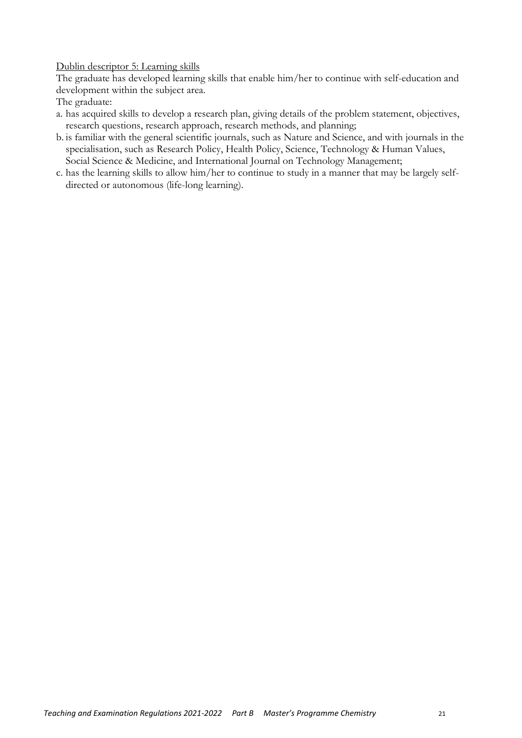Dublin descriptor 5: Learning skills

The graduate has developed learning skills that enable him/her to continue with self-education and development within the subject area.

The graduate:

a. has acquired skills to develop a research plan, giving details of the problem statement, objectives, research questions, research approach, research methods, and planning;
b. is familiar with the general scientific journals, such as Nature and Science, and with journals in the specialisation, such as Research Policy, Health Policy, Science, Technology & Human Values, Social Science & Medicine, and International Journal on Technology Management;
c. has the learning skills to allow him/her to continue to study in a manner that may be largely self-directed or autonomous (life-long learning).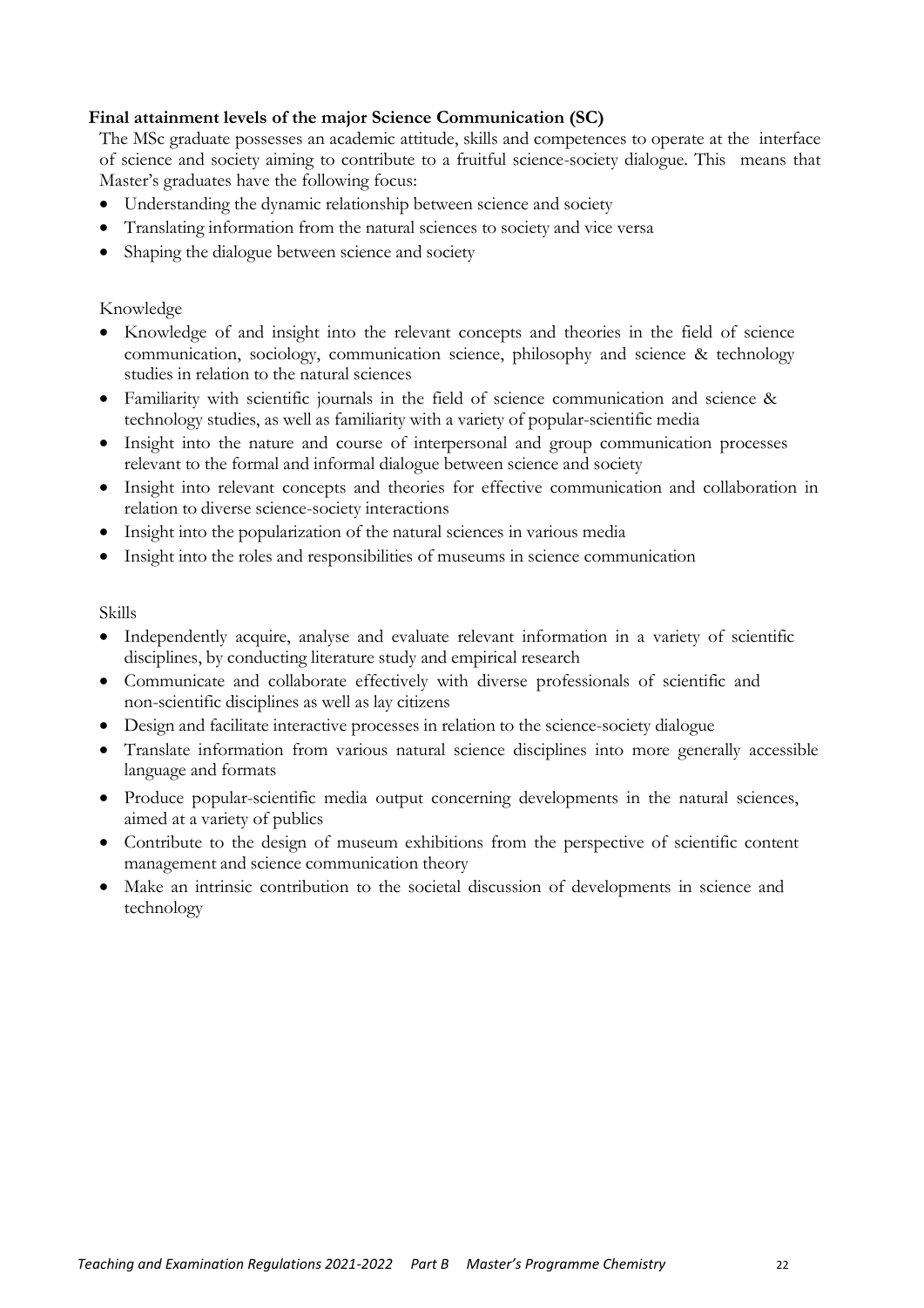**Final attainment levels of the major Science Communication (SC)**

The MSc graduate possesses an academic attitude, skills and competences to operate at the interface of science and society aiming to contribute to a fruitful science-society dialogue. This means that Master's graduates have the following focus:

- Understanding the dynamic relationship between science and society
- Translating information from the natural sciences to society and vice versa
- Shaping the dialogue between science and society

Knowledge

- Knowledge of and insight into the relevant concepts and theories in the field of science communication, sociology, communication science, philosophy and science & technology studies in relation to the natural sciences
- Familiarity with scientific journals in the field of science communication and science & technology studies, as well as familiarity with a variety of popular-scientific media
- Insight into the nature and course of interpersonal and group communication processes relevant to the formal and informal dialogue between science and society
- Insight into relevant concepts and theories for effective communication and collaboration in relation to diverse science-society interactions
- Insight into the popularization of the natural sciences in various media
- Insight into the roles and responsibilities of museums in science communication

Skills

- Independently acquire, analyse and evaluate relevant information in a variety of scientific disciplines, by conducting literature study and empirical research
- Communicate and collaborate effectively with diverse professionals of scientific and non-scientific disciplines as well as lay citizens
- Design and facilitate interactive processes in relation to the science-society dialogue
- Translate information from various natural science disciplines into more generally accessible language and formats
- Produce popular-scientific media output concerning developments in the natural sciences, aimed at a variety of publics
- Contribute to the design of museum exhibitions from the perspective of scientific content management and science communication theory
- Make an intrinsic contribution to the societal discussion of developments in science and technology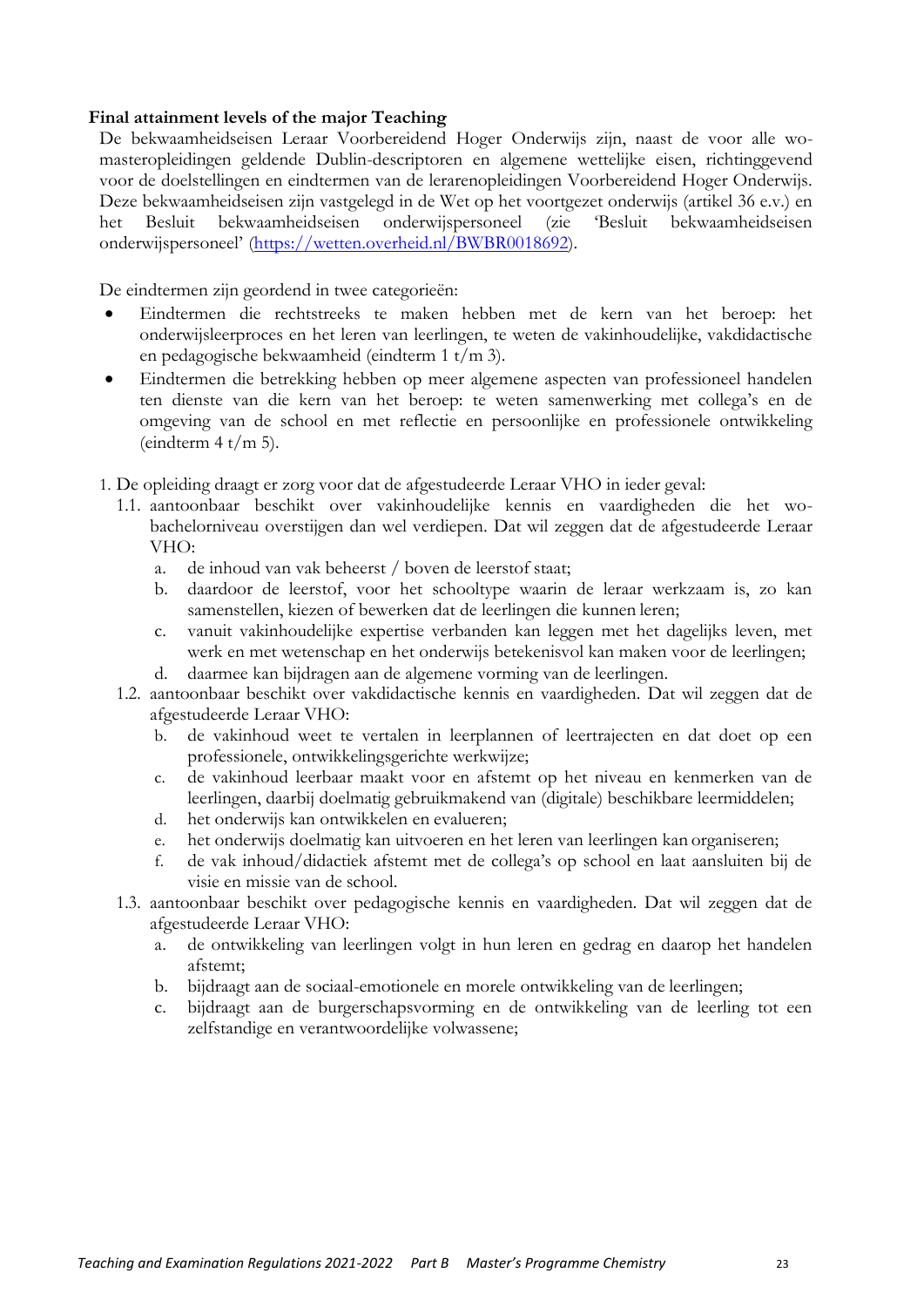**Final attainment levels of the major Teaching**

De bekwaamheidseisen Leraar Voorbereidend Hoger Onderwijs zijn, naast de voor alle wo-masteropleidingen geldende Dublin-descriptoren en algemene wettelijke eisen, richtinggevend voor de doelstellingen en eindtermen van de lerarenopleidingen Voorbereidend Hoger Onderwijs. Deze bekwaamheidseisen zijn vastgelegd in de Wet op het voortgezet onderwijs (artikel 36 e.v.) en het Besluit bekwaamheidseisen onderwijspersoneel (zie 'Besluit bekwaamheidseisen onderwijspersoneel' (https://wetten.overheid.nl/BWBR0018692).

De eindtermen zijn geordend in twee categorieën:

- Eindtermen die rechtstreeks te maken hebben met de kern van het beroep: het onderwijsleerproces en het leren van leerlingen, te weten de vakinhoudelijke, vakdidactische en pedagogische bekwaamheid (eindterm 1 t/m 3).
- Eindtermen die betrekking hebben op meer algemene aspecten van professioneel handelen ten dienste van die kern van het beroep: te weten samenwerking met collega's en de omgeving van de school en met reflectie en persoonlijke en professionele ontwikkeling (eindterm 4 t/m 5).

1. De opleiding draagt er zorg voor dat de afgestudeerde Leraar VHO in ieder geval:
   - 1.1. aantoonbaar beschikt over vakinhoudelijke kennis en vaardigheden die het wo-bachelorniveau overstijgen dan wel verdiepen. Dat wil zeggen dat de afgestudeerde Leraar VHO:
     - a. de inhoud van vak beheerst / boven de leerstof staat;
     - b. daardoor de leerstof, voor het schooltype waarin de leraar werkzaam is, zo kan samenstellen, kiezen of bewerken dat de leerlingen die kunnen leren;
     - c. vanuit vakinhoudelijke expertise verbanden kan leggen met het dagelijks leven, met werk en met wetenschap en het onderwijs betekenisvol kan maken voor de leerlingen;
     - d. daarmee kan bijdragen aan de algemene vorming van de leerlingen.
   - 1.2. aantoonbaar beschikt over vakdidactische kennis en vaardigheden. Dat wil zeggen dat de afgestudeerde Leraar VHO:
     - b. de vakinhoud weet te vertalen in leerplannen of leertrajecten en dat doet op een professionele, ontwikkelingsgerichte werkwijze;
     - c. de vakinhoud leerbaar maakt voor en afstemt op het niveau en kenmerken van de leerlingen, daarbij doelmatig gebruikmakend van (digitale) beschikbare leermiddelen;
     - d. het onderwijs kan ontwikkelen en evalueren;
     - e. het onderwijs doelmatig kan uitvoeren en het leren van leerlingen kan organiseren;
     - f. de vak inhoud/didactiek afstemt met de collega's op school en laat aansluiten bij de visie en missie van de school.
   - 1.3. aantoonbaar beschikt over pedagogische kennis en vaardigheden. Dat wil zeggen dat de afgestudeerde Leraar VHO:
     - a. de ontwikkeling van leerlingen volgt in hun leren en gedrag en daarop het handelen afstemt;
     - b. bijdraagt aan de sociaal-emotionele en morele ontwikkeling van de leerlingen;
     - c. bijdraagt aan de burgerschapsvorming en de ontwikkeling van de leerling tot een zelfstandige en verantwoordelijke volwassene;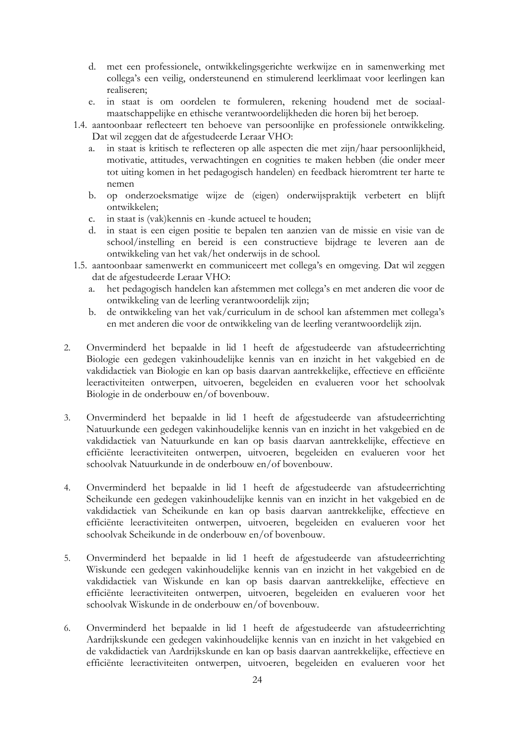d. met een professionele, ontwikkelingsgerichte werkwijze en in samenwerking met collega's een veilig, ondersteunend en stimulerend leerklimaat voor leerlingen kan realiseren;
   e. in staat is om oordelen te formuleren, rekening houdend met de sociaal-maatschappelijke en ethische verantwoordelijkheden die horen bij het beroep.

1.4. aantoonbaar reflecteert ten behoeve van persoonlijke en professionele ontwikkeling. Dat wil zeggen dat de afgestudeerde Leraar VHO:
   a. in staat is kritisch te reflecteren op alle aspecten die met zijn/haar persoonlijkheid, motivatie, attitudes, verwachtingen en cognities te maken hebben (die onder meer tot uiting komen in het pedagogisch handelen) en feedback hieromtrent ter harte te nemen
   b. op onderzoeksmatige wijze de (eigen) onderwijspraktijk verbetert en blijft ontwikkelen;
   c. in staat is (vak)kennis en -kunde actueel te houden;
   d. in staat is een eigen positie te bepalen ten aanzien van de missie en visie van de school/instelling en bereid is een constructieve bijdrage te leveren aan de ontwikkeling van het vak/het onderwijs in de school.

1.5. aantoonbaar samenwerkt en communiceert met collega's en omgeving. Dat wil zeggen dat de afgestudeerde Leraar VHO:
   a. het pedagogisch handelen kan afstemmen met collega's en met anderen die voor de ontwikkeling van de leerling verantwoordelijk zijn;
   b. de ontwikkeling van het vak/curriculum in de school kan afstemmen met collega's en met anderen die voor de ontwikkeling van de leerling verantwoordelijk zijn.

2. Onverminderd het bepaalde in lid 1 heeft de afgestudeerde van afstudeerrichting Biologie een gedegen vakinhoudelijke kennis van en inzicht in het vakgebied en de vakdidactiek van Biologie en kan op basis daarvan aantrekkelijke, effectieve en efficiënte leeractiviteiten ontwerpen, uitvoeren, begeleiden en evalueren voor het schoolvak Biologie in de onderbouw en/of bovenbouw.

3. Onverminderd het bepaalde in lid 1 heeft de afgestudeerde van afstudeerrichting Natuurkunde een gedegen vakinhoudelijke kennis van en inzicht in het vakgebied en de vakdidactiek van Natuurkunde en kan op basis daarvan aantrekkelijke, effectieve en efficiënte leeractiviteiten ontwerpen, uitvoeren, begeleiden en evalueren voor het schoolvak Natuurkunde in de onderbouw en/of bovenbouw.

4. Onverminderd het bepaalde in lid 1 heeft de afgestudeerde van afstudeerrichting Scheikunde een gedegen vakinhoudelijke kennis van en inzicht in het vakgebied en de vakdidactiek van Scheikunde en kan op basis daarvan aantrekkelijke, effectieve en efficiënte leeractiviteiten ontwerpen, uitvoeren, begeleiden en evalueren voor het schoolvak Scheikunde in de onderbouw en/of bovenbouw.

5. Onverminderd het bepaalde in lid 1 heeft de afgestudeerde van afstudeerrichting Wiskunde een gedegen vakinhoudelijke kennis van en inzicht in het vakgebied en de vakdidactiek van Wiskunde en kan op basis daarvan aantrekkelijke, effectieve en efficiënte leeractiviteiten ontwerpen, uitvoeren, begeleiden en evalueren voor het schoolvak Wiskunde in de onderbouw en/of bovenbouw.

6. Onverminderd het bepaalde in lid 1 heeft de afgestudeerde van afstudeerrichting Aardrijkskunde een gedegen vakinhoudelijke kennis van en inzicht in het vakgebied en de vakdidactiek van Aardrijkskunde en kan op basis daarvan aantrekkelijke, effectieve en efficiënte leeractiviteiten ontwerpen, uitvoeren, begeleiden en evalueren voor het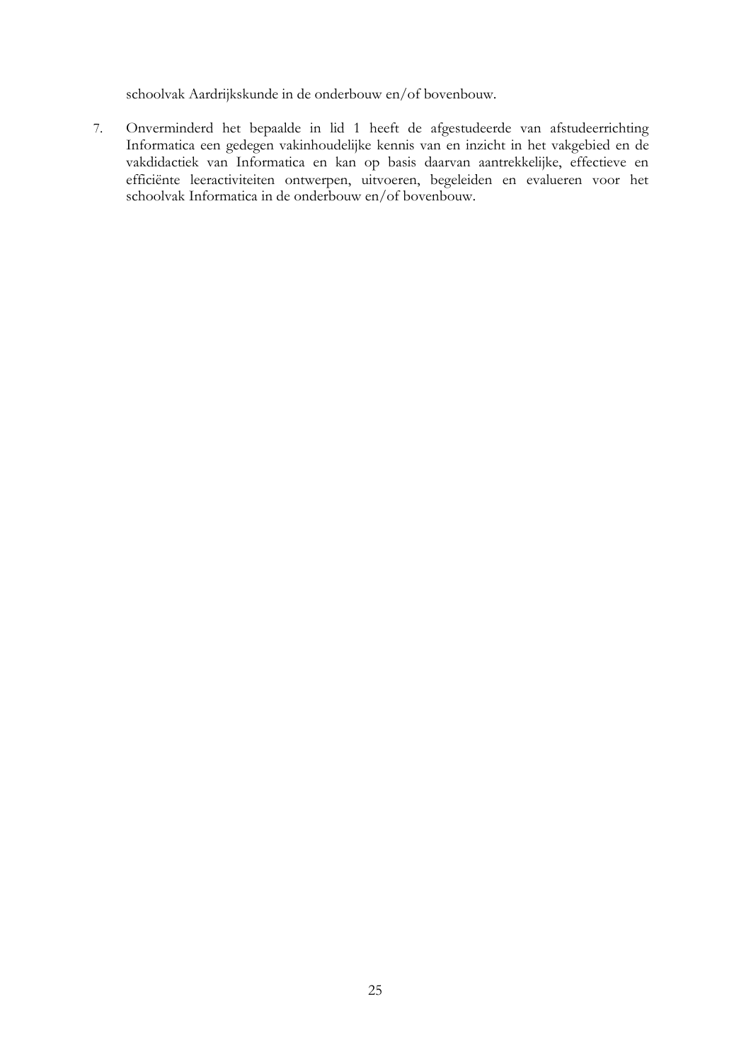schoolvak Aardrijkskunde in de onderbouw en/of bovenbouw.

7. Onverminderd het bepaalde in lid 1 heeft de afgestudeerde van afstudeerrichting Informatica een gedegen vakinhoudelijke kennis van en inzicht in het vakgebied en de vakdidactiek van Informatica en kan op basis daarvan aantrekkelijke, effectieve en efficiënte leeractiviteiten ontwerpen, uitvoeren, begeleiden en evalueren voor het schoolvak Informatica in de onderbouw en/of bovenbouw.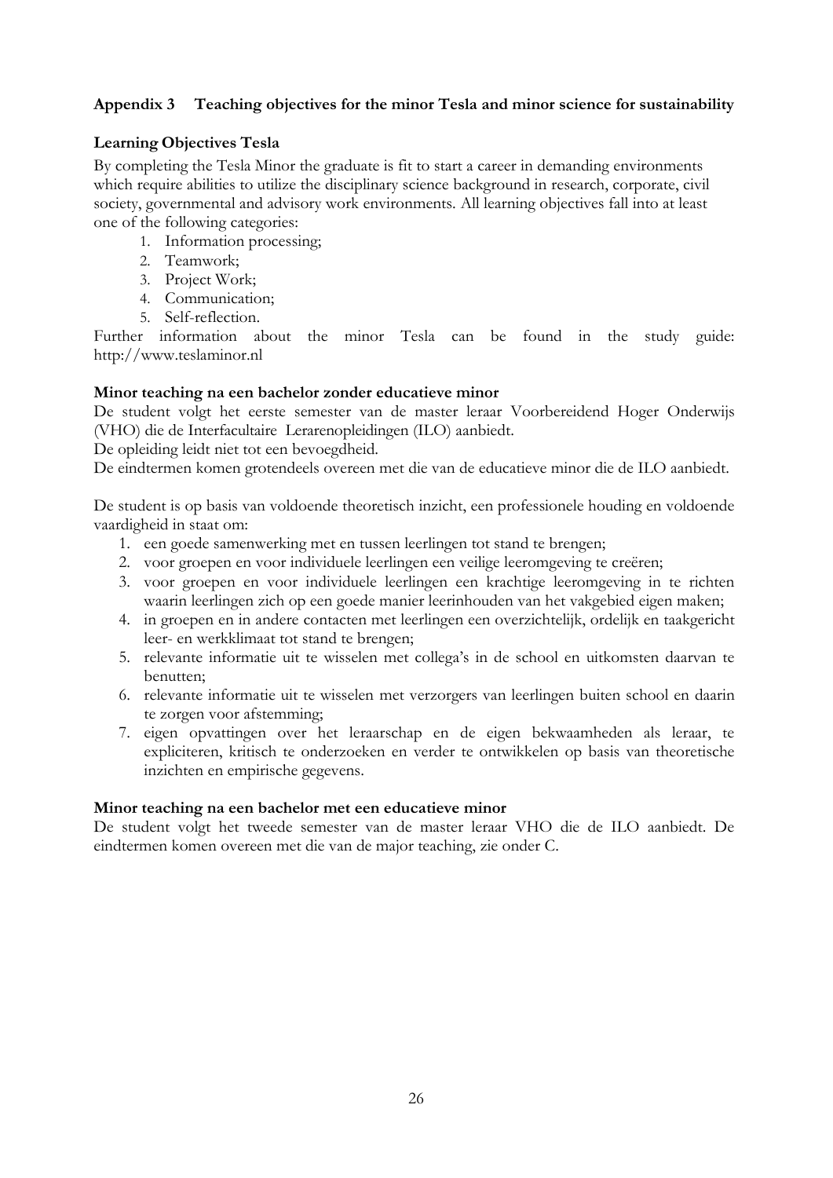## Appendix 3 Teaching objectives for the minor Tesla and minor science for sustainability

### Learning Objectives Tesla

By completing the Tesla Minor the graduate is fit to start a career in demanding environments which require abilities to utilize the disciplinary science background in research, corporate, civil society, governmental and advisory work environments. All learning objectives fall into at least one of the following categories:

1. Information processing;
2. Teamwork;
3. Project Work;
4. Communication;
5. Self-reflection.

Further information about the minor Tesla can be found in the study guide: http://www.teslaminor.nl

### Minor teaching na een bachelor zonder educatieve minor

De student volgt het eerste semester van de master leraar Voorbereidend Hoger Onderwijs (VHO) die de Interfacultaire Lerarenopleidingen (ILO) aanbiedt.

De opleiding leidt niet tot een bevoegdheid.

De eindtermen komen grotendeels overeen met die van de educatieve minor die de ILO aanbiedt.

De student is op basis van voldoende theoretisch inzicht, een professionele houding en voldoende vaardigheid in staat om:

1. een goede samenwerking met en tussen leerlingen tot stand te brengen;
2. voor groepen en voor individuele leerlingen een veilige leeromgeving te creëren;
3. voor groepen en voor individuele leerlingen een krachtige leeromgeving in te richten waarin leerlingen zich op een goede manier leerinhouden van het vakgebied eigen maken;
4. in groepen en in andere contacten met leerlingen een overzichtelijk, ordelijk en taakgericht leer- en werkklimaat tot stand te brengen;
5. relevante informatie uit te wisselen met collega's in de school en uitkomsten daarvan te benutten;
6. relevante informatie uit te wisselen met verzorgers van leerlingen buiten school en daarin te zorgen voor afstemming;
7. eigen opvattingen over het leraarschap en de eigen bekwaamheden als leraar, te expliciteren, kritisch te onderzoeken en verder te ontwikkelen op basis van theoretische inzichten en empirische gegevens.

### Minor teaching na een bachelor met een educatieve minor

De student volgt het tweede semester van de master leraar VHO die de ILO aanbiedt. De eindtermen komen overeen met die van de major teaching, zie onder C.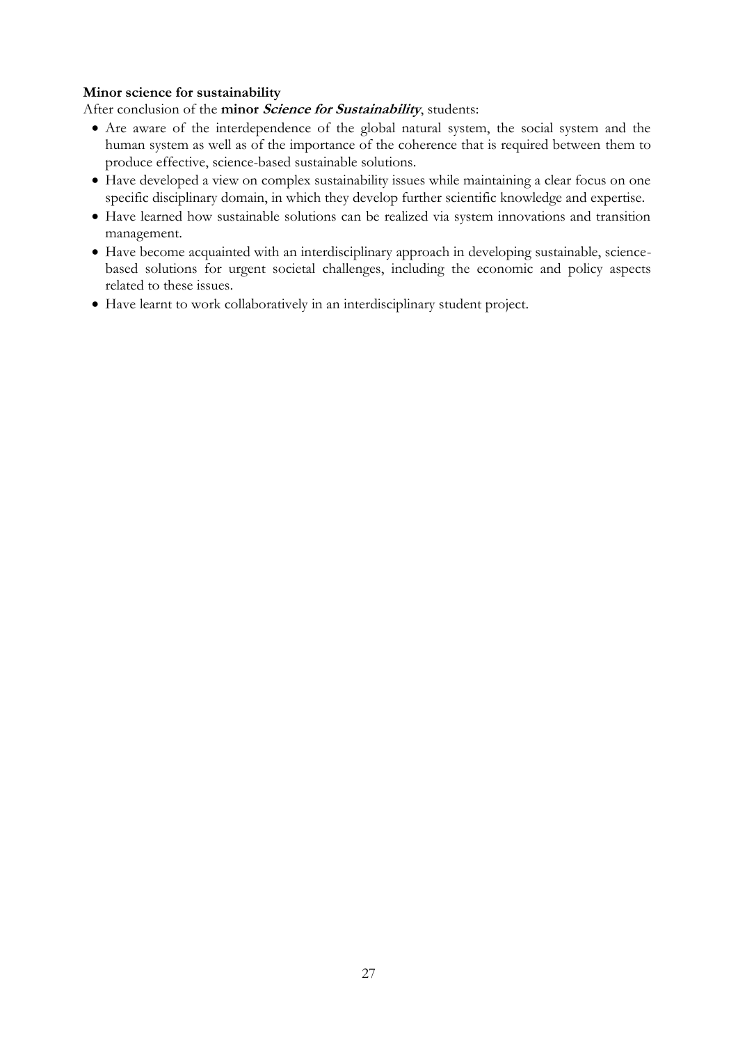**Minor science for sustainability**

After conclusion of the **minor *Science for Sustainability***, students:

- Are aware of the interdependence of the global natural system, the social system and the human system as well as of the importance of the coherence that is required between them to produce effective, science-based sustainable solutions.
- Have developed a view on complex sustainability issues while maintaining a clear focus on one specific disciplinary domain, in which they develop further scientific knowledge and expertise.
- Have learned how sustainable solutions can be realized via system innovations and transition management.
- Have become acquainted with an interdisciplinary approach in developing sustainable, science-based solutions for urgent societal challenges, including the economic and policy aspects related to these issues.
- Have learnt to work collaboratively in an interdisciplinary student project.